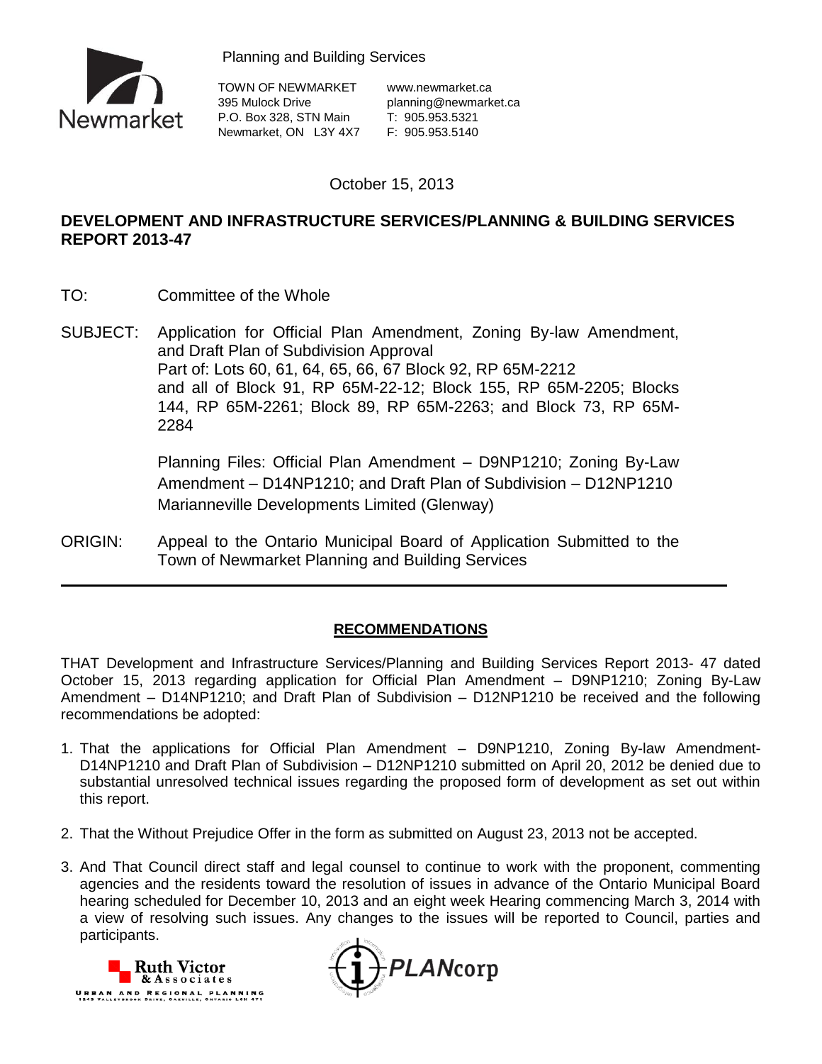Planning and Building Services

TOWN OF NEWMARKET
395 Mulock Drive
P.O. Box 328, STN Main
Newmarket, ON L3Y 4X7

www.newmarket.ca
planning@newmarket.ca
T: 905.953.5321
F: 905.953.5140

October 15, 2013

**DEVELOPMENT AND INFRASTRUCTURE SERVICES/PLANNING & BUILDING SERVICES REPORT 2013-47**

TO: Committee of the Whole

SUBJECT: Application for Official Plan Amendment, Zoning By-law Amendment, and Draft Plan of Subdivision Approval
Part of: Lots 60, 61, 64, 65, 66, 67 Block 92, RP 65M-2212
and all of Block 91, RP 65M-22-12; Block 155, RP 65M-2205; Blocks 144, RP 65M-2261; Block 89, RP 65M-2263; and Block 73, RP 65M-2284

Planning Files: Official Plan Amendment – D9NP1210; Zoning By-Law Amendment – D14NP1210; and Draft Plan of Subdivision – D12NP1210
Marianneville Developments Limited (Glenway)

ORIGIN: Appeal to the Ontario Municipal Board of Application Submitted to the Town of Newmarket Planning and Building Services

---

## RECOMMENDATIONS

THAT Development and Infrastructure Services/Planning and Building Services Report 2013- 47 dated October 15, 2013 regarding application for Official Plan Amendment – D9NP1210; Zoning By-Law Amendment – D14NP1210; and Draft Plan of Subdivision – D12NP1210 be received and the following recommendations be adopted:

1. That the applications for Official Plan Amendment – D9NP1210, Zoning By-law Amendment-D14NP1210 and Draft Plan of Subdivision – D12NP1210 submitted on April 20, 2012 be denied due to substantial unresolved technical issues regarding the proposed form of development as set out within this report.

2. That the Without Prejudice Offer in the form as submitted on August 23, 2013 not be accepted.

3. And That Council direct staff and legal counsel to continue to work with the proponent, commenting agencies and the residents toward the resolution of issues in advance of the Ontario Municipal Board hearing scheduled for December 10, 2013 and an eight week Hearing commencing March 3, 2014 with a view of resolving such issues. Any changes to the issues will be reported to Council, parties and participants.

Ruth Victor & Associates
URBAN AND REGIONAL PLANNING

PLANcorp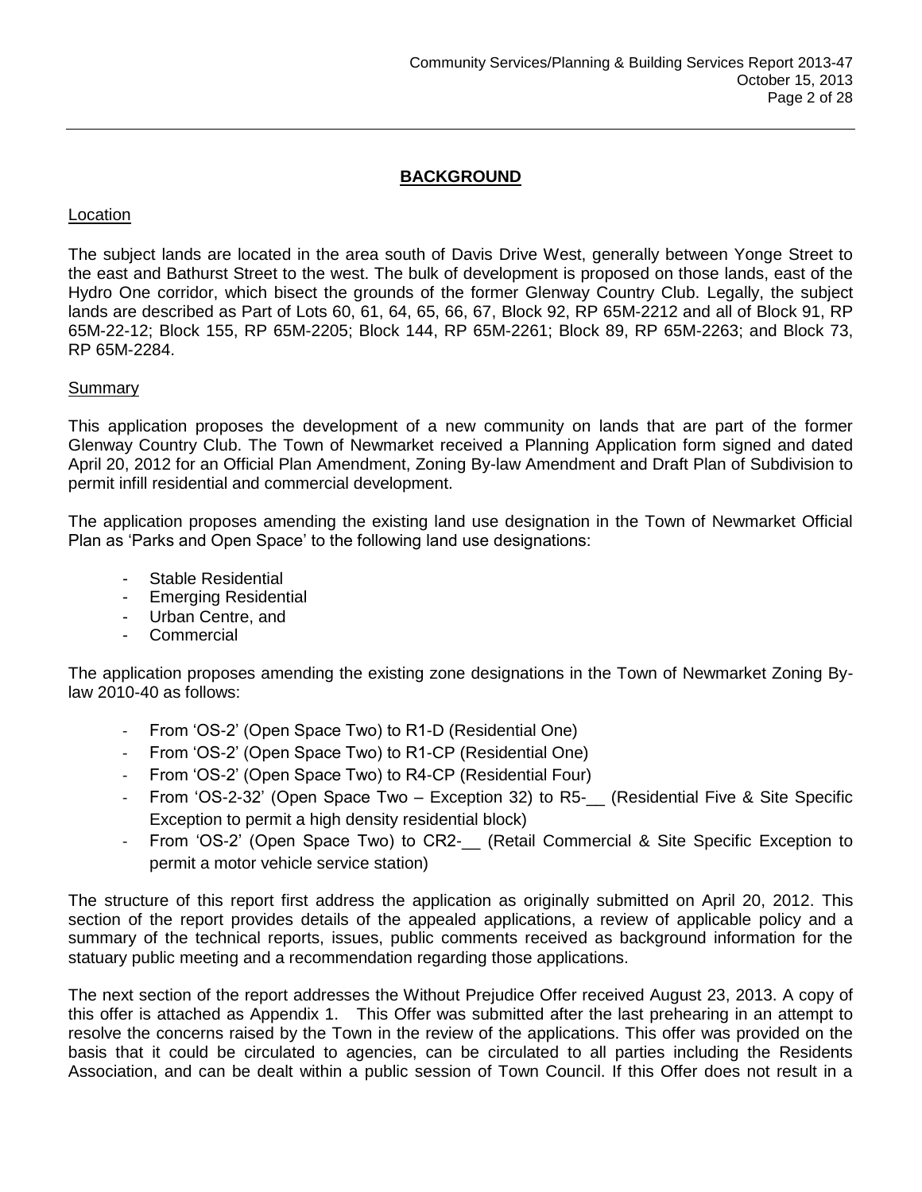## BACKGROUND

### Location

The subject lands are located in the area south of Davis Drive West, generally between Yonge Street to the east and Bathurst Street to the west. The bulk of development is proposed on those lands, east of the Hydro One corridor, which bisect the grounds of the former Glenway Country Club. Legally, the subject lands are described as Part of Lots 60, 61, 64, 65, 66, 67, Block 92, RP 65M-2212 and all of Block 91, RP 65M-22-12; Block 155, RP 65M-2205; Block 144, RP 65M-2261; Block 89, RP 65M-2263; and Block 73, RP 65M-2284.

### Summary

This application proposes the development of a new community on lands that are part of the former Glenway Country Club. The Town of Newmarket received a Planning Application form signed and dated April 20, 2012 for an Official Plan Amendment, Zoning By-law Amendment and Draft Plan of Subdivision to permit infill residential and commercial development.

The application proposes amending the existing land use designation in the Town of Newmarket Official Plan as 'Parks and Open Space' to the following land use designations:

- Stable Residential
- Emerging Residential
- Urban Centre, and
- Commercial

The application proposes amending the existing zone designations in the Town of Newmarket Zoning By-law 2010-40 as follows:

- From 'OS-2' (Open Space Two) to R1-D (Residential One)
- From 'OS-2' (Open Space Two) to R1-CP (Residential One)
- From 'OS-2' (Open Space Two) to R4-CP (Residential Four)
- From 'OS-2-32' (Open Space Two – Exception 32) to R5-__ (Residential Five & Site Specific Exception to permit a high density residential block)
- From 'OS-2' (Open Space Two) to CR2-__ (Retail Commercial & Site Specific Exception to permit a motor vehicle service station)

The structure of this report first address the application as originally submitted on April 20, 2012. This section of the report provides details of the appealed applications, a review of applicable policy and a summary of the technical reports, issues, public comments received as background information for the statuary public meeting and a recommendation regarding those applications.

The next section of the report addresses the Without Prejudice Offer received August 23, 2013. A copy of this offer is attached as Appendix 1. This Offer was submitted after the last prehearing in an attempt to resolve the concerns raised by the Town in the review of the applications. This offer was provided on the basis that it could be circulated to agencies, can be circulated to all parties including the Residents Association, and can be dealt within a public session of Town Council. If this Offer does not result in a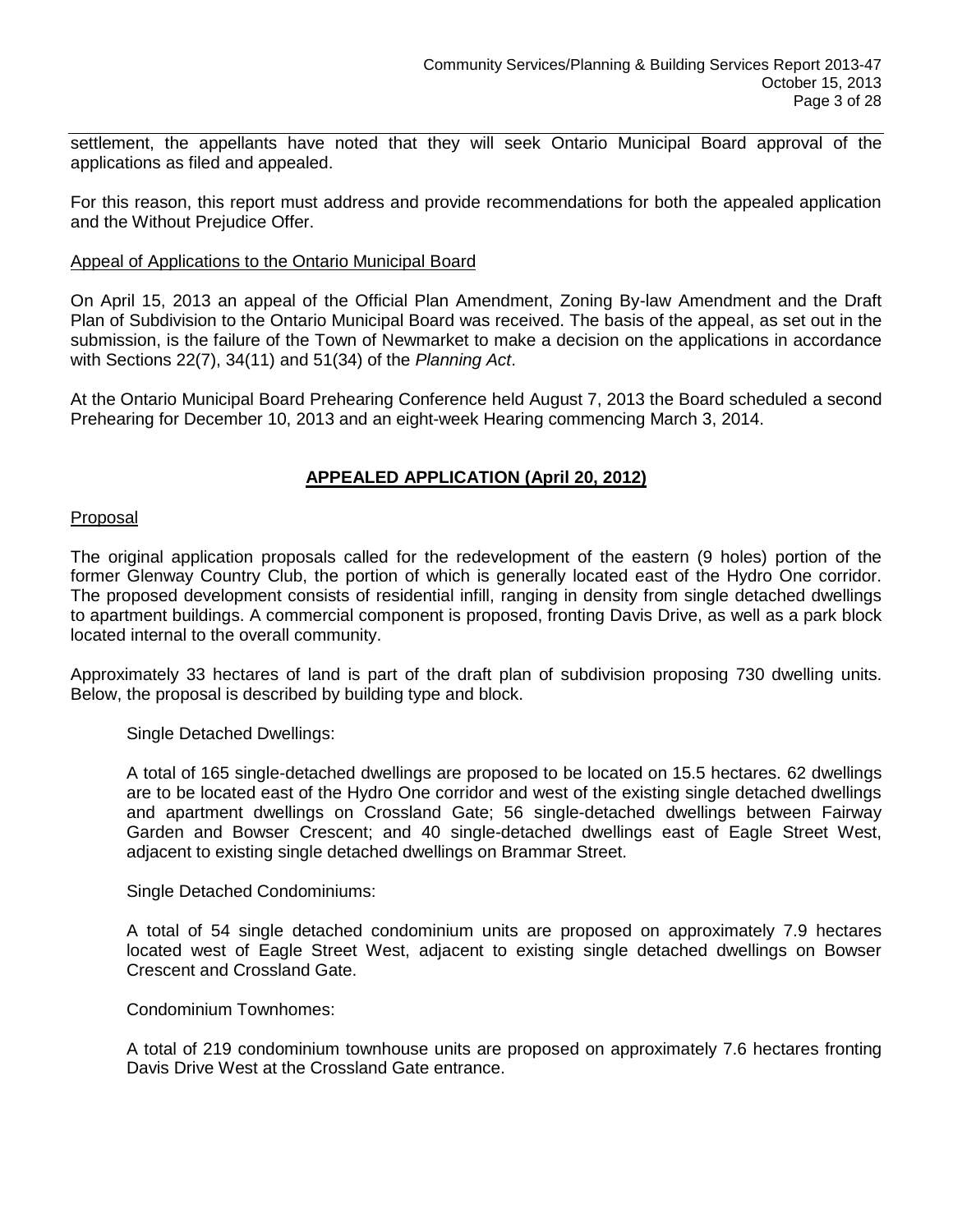settlement, the appellants have noted that they will seek Ontario Municipal Board approval of the applications as filed and appealed.

For this reason, this report must address and provide recommendations for both the appealed application and the Without Prejudice Offer.

Appeal of Applications to the Ontario Municipal Board

On April 15, 2013 an appeal of the Official Plan Amendment, Zoning By-law Amendment and the Draft Plan of Subdivision to the Ontario Municipal Board was received. The basis of the appeal, as set out in the submission, is the failure of the Town of Newmarket to make a decision on the applications in accordance with Sections 22(7), 34(11) and 51(34) of the *Planning Act*.

At the Ontario Municipal Board Prehearing Conference held August 7, 2013 the Board scheduled a second Prehearing for December 10, 2013 and an eight-week Hearing commencing March 3, 2014.

## APPEALED APPLICATION (April 20, 2012)

Proposal

The original application proposals called for the redevelopment of the eastern (9 holes) portion of the former Glenway Country Club, the portion of which is generally located east of the Hydro One corridor. The proposed development consists of residential infill, ranging in density from single detached dwellings to apartment buildings. A commercial component is proposed, fronting Davis Drive, as well as a park block located internal to the overall community.

Approximately 33 hectares of land is part of the draft plan of subdivision proposing 730 dwelling units. Below, the proposal is described by building type and block.

Single Detached Dwellings:

A total of 165 single-detached dwellings are proposed to be located on 15.5 hectares. 62 dwellings are to be located east of the Hydro One corridor and west of the existing single detached dwellings and apartment dwellings on Crossland Gate; 56 single-detached dwellings between Fairway Garden and Bowser Crescent; and 40 single-detached dwellings east of Eagle Street West, adjacent to existing single detached dwellings on Brammar Street.

Single Detached Condominiums:

A total of 54 single detached condominium units are proposed on approximately 7.9 hectares located west of Eagle Street West, adjacent to existing single detached dwellings on Bowser Crescent and Crossland Gate.

Condominium Townhomes:

A total of 219 condominium townhouse units are proposed on approximately 7.6 hectares fronting Davis Drive West at the Crossland Gate entrance.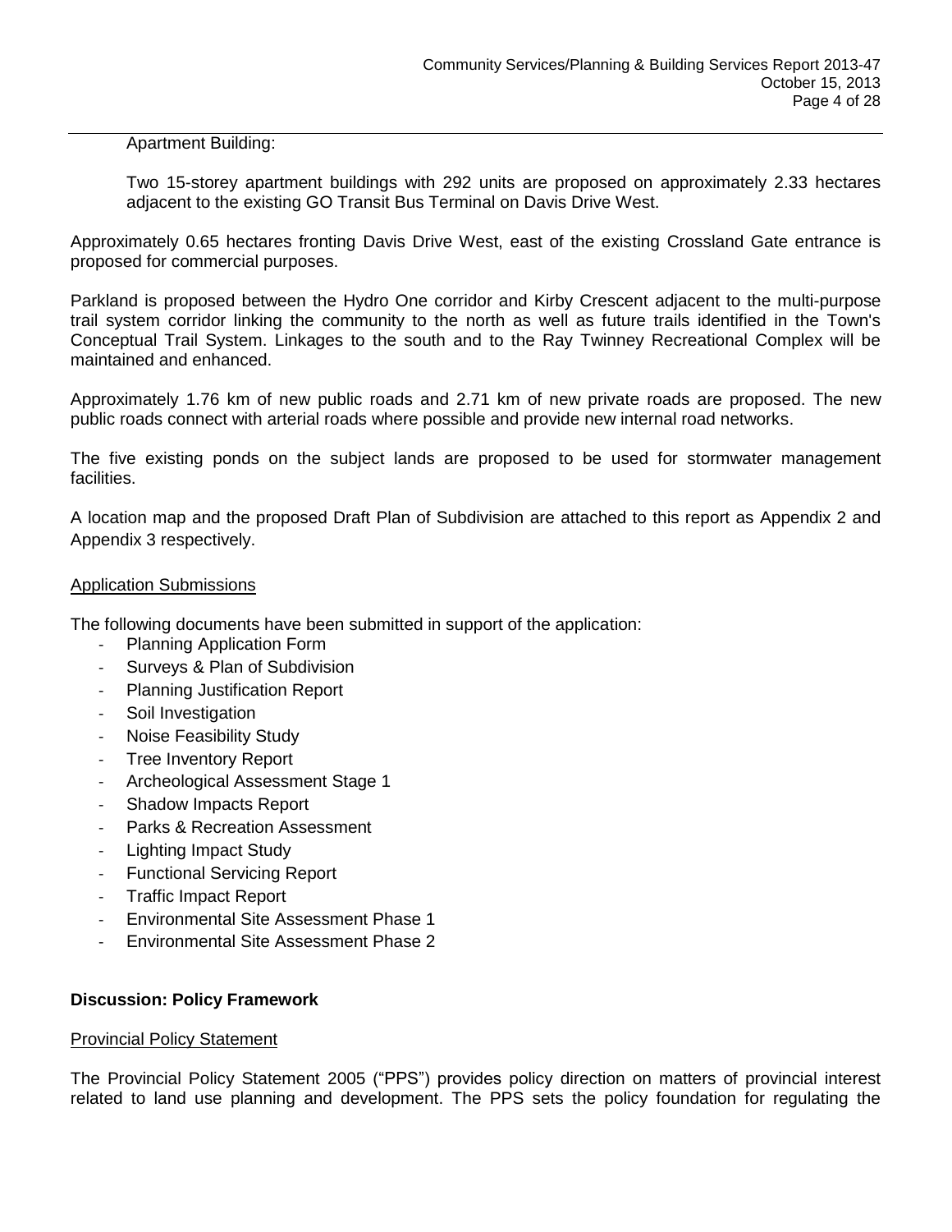Apartment Building:

Two 15-storey apartment buildings with 292 units are proposed on approximately 2.33 hectares adjacent to the existing GO Transit Bus Terminal on Davis Drive West.

Approximately 0.65 hectares fronting Davis Drive West, east of the existing Crossland Gate entrance is proposed for commercial purposes.

Parkland is proposed between the Hydro One corridor and Kirby Crescent adjacent to the multi-purpose trail system corridor linking the community to the north as well as future trails identified in the Town's Conceptual Trail System. Linkages to the south and to the Ray Twinney Recreational Complex will be maintained and enhanced.

Approximately 1.76 km of new public roads and 2.71 km of new private roads are proposed. The new public roads connect with arterial roads where possible and provide new internal road networks.

The five existing ponds on the subject lands are proposed to be used for stormwater management facilities.

A location map and the proposed Draft Plan of Subdivision are attached to this report as Appendix 2 and Appendix 3 respectively.

<u>Application Submissions</u>

The following documents have been submitted in support of the application:

- Planning Application Form
- Surveys & Plan of Subdivision
- Planning Justification Report
- Soil Investigation
- Noise Feasibility Study
- Tree Inventory Report
- Archeological Assessment Stage 1
- Shadow Impacts Report
- Parks & Recreation Assessment
- Lighting Impact Study
- Functional Servicing Report
- Traffic Impact Report
- Environmental Site Assessment Phase 1
- Environmental Site Assessment Phase 2

**Discussion: Policy Framework**

<u>Provincial Policy Statement</u>

The Provincial Policy Statement 2005 ("PPS") provides policy direction on matters of provincial interest related to land use planning and development. The PPS sets the policy foundation for regulating the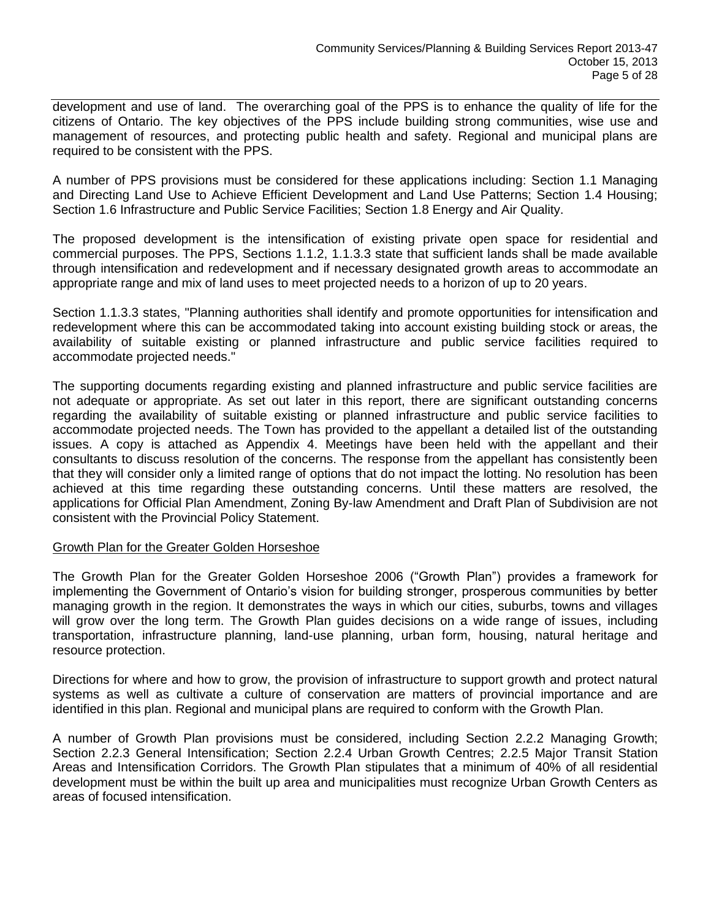development and use of land. The overarching goal of the PPS is to enhance the quality of life for the citizens of Ontario. The key objectives of the PPS include building strong communities, wise use and management of resources, and protecting public health and safety. Regional and municipal plans are required to be consistent with the PPS.

A number of PPS provisions must be considered for these applications including: Section 1.1 Managing and Directing Land Use to Achieve Efficient Development and Land Use Patterns; Section 1.4 Housing; Section 1.6 Infrastructure and Public Service Facilities; Section 1.8 Energy and Air Quality.

The proposed development is the intensification of existing private open space for residential and commercial purposes. The PPS, Sections 1.1.2, 1.1.3.3 state that sufficient lands shall be made available through intensification and redevelopment and if necessary designated growth areas to accommodate an appropriate range and mix of land uses to meet projected needs to a horizon of up to 20 years.

Section 1.1.3.3 states, "Planning authorities shall identify and promote opportunities for intensification and redevelopment where this can be accommodated taking into account existing building stock or areas, the availability of suitable existing or planned infrastructure and public service facilities required to accommodate projected needs."

The supporting documents regarding existing and planned infrastructure and public service facilities are not adequate or appropriate. As set out later in this report, there are significant outstanding concerns regarding the availability of suitable existing or planned infrastructure and public service facilities to accommodate projected needs. The Town has provided to the appellant a detailed list of the outstanding issues. A copy is attached as Appendix 4. Meetings have been held with the appellant and their consultants to discuss resolution of the concerns. The response from the appellant has consistently been that they will consider only a limited range of options that do not impact the lotting. No resolution has been achieved at this time regarding these outstanding concerns. Until these matters are resolved, the applications for Official Plan Amendment, Zoning By-law Amendment and Draft Plan of Subdivision are not consistent with the Provincial Policy Statement.

## Growth Plan for the Greater Golden Horseshoe

The Growth Plan for the Greater Golden Horseshoe 2006 ("Growth Plan") provides a framework for implementing the Government of Ontario's vision for building stronger, prosperous communities by better managing growth in the region. It demonstrates the ways in which our cities, suburbs, towns and villages will grow over the long term. The Growth Plan guides decisions on a wide range of issues, including transportation, infrastructure planning, land-use planning, urban form, housing, natural heritage and resource protection.

Directions for where and how to grow, the provision of infrastructure to support growth and protect natural systems as well as cultivate a culture of conservation are matters of provincial importance and are identified in this plan. Regional and municipal plans are required to conform with the Growth Plan.

A number of Growth Plan provisions must be considered, including Section 2.2.2 Managing Growth; Section 2.2.3 General Intensification; Section 2.2.4 Urban Growth Centres; 2.2.5 Major Transit Station Areas and Intensification Corridors. The Growth Plan stipulates that a minimum of 40% of all residential development must be within the built up area and municipalities must recognize Urban Growth Centers as areas of focused intensification.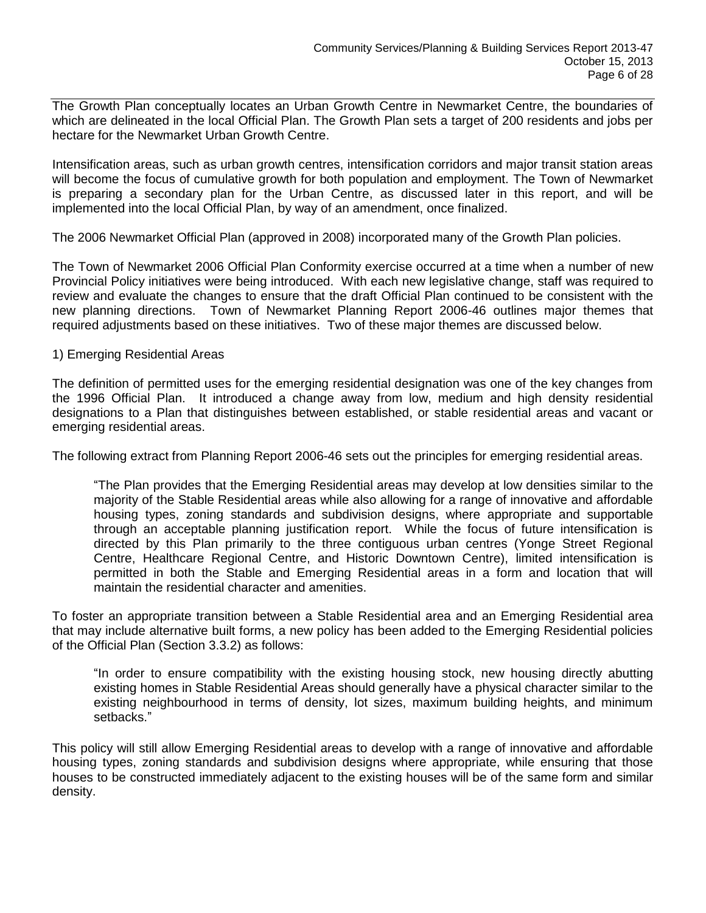The Growth Plan conceptually locates an Urban Growth Centre in Newmarket Centre, the boundaries of which are delineated in the local Official Plan. The Growth Plan sets a target of 200 residents and jobs per hectare for the Newmarket Urban Growth Centre.

Intensification areas, such as urban growth centres, intensification corridors and major transit station areas will become the focus of cumulative growth for both population and employment. The Town of Newmarket is preparing a secondary plan for the Urban Centre, as discussed later in this report, and will be implemented into the local Official Plan, by way of an amendment, once finalized.

The 2006 Newmarket Official Plan (approved in 2008) incorporated many of the Growth Plan policies.

The Town of Newmarket 2006 Official Plan Conformity exercise occurred at a time when a number of new Provincial Policy initiatives were being introduced. With each new legislative change, staff was required to review and evaluate the changes to ensure that the draft Official Plan continued to be consistent with the new planning directions. Town of Newmarket Planning Report 2006-46 outlines major themes that required adjustments based on these initiatives. Two of these major themes are discussed below.

1) Emerging Residential Areas

The definition of permitted uses for the emerging residential designation was one of the key changes from the 1996 Official Plan. It introduced a change away from low, medium and high density residential designations to a Plan that distinguishes between established, or stable residential areas and vacant or emerging residential areas.

The following extract from Planning Report 2006-46 sets out the principles for emerging residential areas.

> "The Plan provides that the Emerging Residential areas may develop at low densities similar to the majority of the Stable Residential areas while also allowing for a range of innovative and affordable housing types, zoning standards and subdivision designs, where appropriate and supportable through an acceptable planning justification report. While the focus of future intensification is directed by this Plan primarily to the three contiguous urban centres (Yonge Street Regional Centre, Healthcare Regional Centre, and Historic Downtown Centre), limited intensification is permitted in both the Stable and Emerging Residential areas in a form and location that will maintain the residential character and amenities.

To foster an appropriate transition between a Stable Residential area and an Emerging Residential area that may include alternative built forms, a new policy has been added to the Emerging Residential policies of the Official Plan (Section 3.3.2) as follows:

> "In order to ensure compatibility with the existing housing stock, new housing directly abutting existing homes in Stable Residential Areas should generally have a physical character similar to the existing neighbourhood in terms of density, lot sizes, maximum building heights, and minimum setbacks."

This policy will still allow Emerging Residential areas to develop with a range of innovative and affordable housing types, zoning standards and subdivision designs where appropriate, while ensuring that those houses to be constructed immediately adjacent to the existing houses will be of the same form and similar density.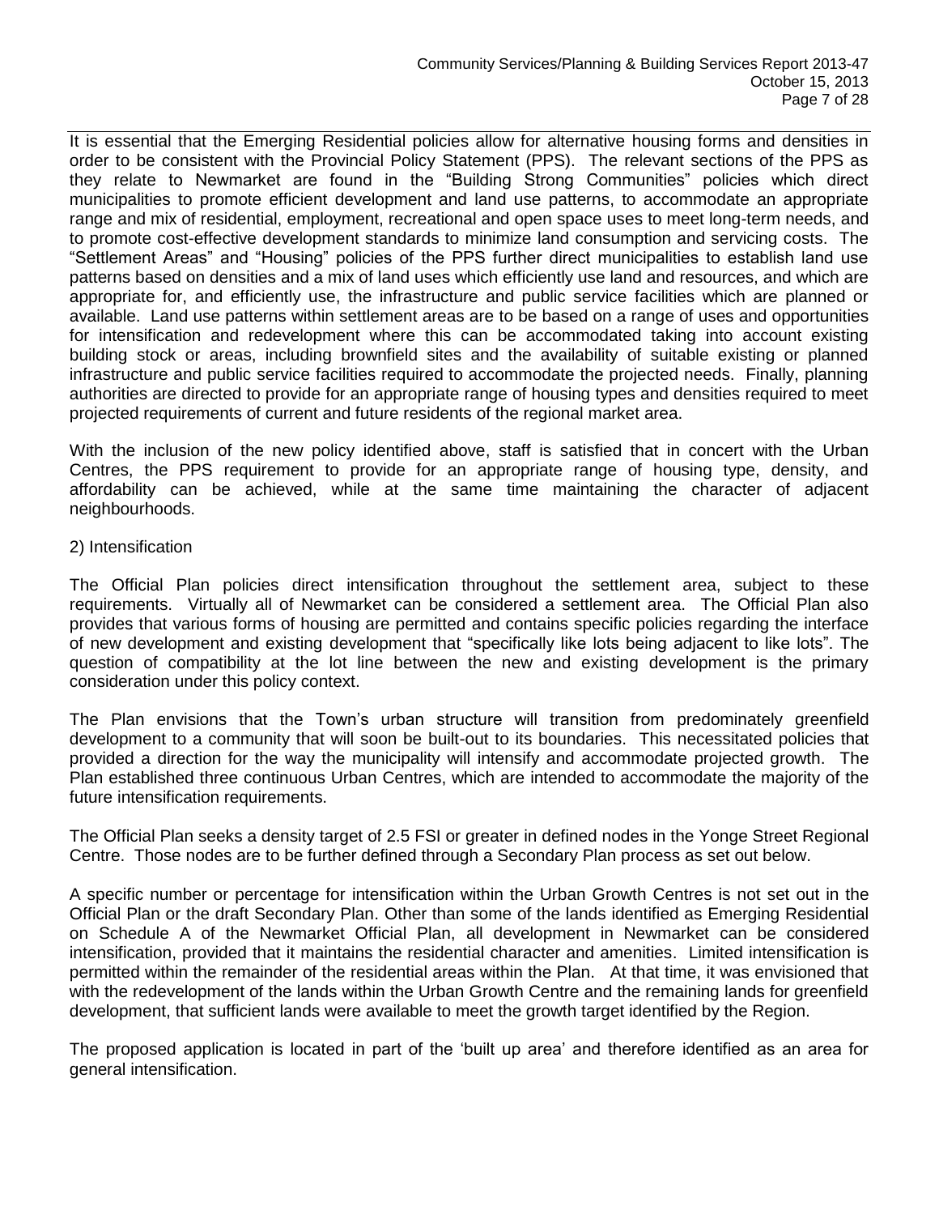It is essential that the Emerging Residential policies allow for alternative housing forms and densities in order to be consistent with the Provincial Policy Statement (PPS). The relevant sections of the PPS as they relate to Newmarket are found in the "Building Strong Communities" policies which direct municipalities to promote efficient development and land use patterns, to accommodate an appropriate range and mix of residential, employment, recreational and open space uses to meet long-term needs, and to promote cost-effective development standards to minimize land consumption and servicing costs. The "Settlement Areas" and "Housing" policies of the PPS further direct municipalities to establish land use patterns based on densities and a mix of land uses which efficiently use land and resources, and which are appropriate for, and efficiently use, the infrastructure and public service facilities which are planned or available. Land use patterns within settlement areas are to be based on a range of uses and opportunities for intensification and redevelopment where this can be accommodated taking into account existing building stock or areas, including brownfield sites and the availability of suitable existing or planned infrastructure and public service facilities required to accommodate the projected needs. Finally, planning authorities are directed to provide for an appropriate range of housing types and densities required to meet projected requirements of current and future residents of the regional market area.

With the inclusion of the new policy identified above, staff is satisfied that in concert with the Urban Centres, the PPS requirement to provide for an appropriate range of housing type, density, and affordability can be achieved, while at the same time maintaining the character of adjacent neighbourhoods.

2) Intensification

The Official Plan policies direct intensification throughout the settlement area, subject to these requirements. Virtually all of Newmarket can be considered a settlement area. The Official Plan also provides that various forms of housing are permitted and contains specific policies regarding the interface of new development and existing development that "specifically like lots being adjacent to like lots". The question of compatibility at the lot line between the new and existing development is the primary consideration under this policy context.

The Plan envisions that the Town's urban structure will transition from predominately greenfield development to a community that will soon be built-out to its boundaries. This necessitated policies that provided a direction for the way the municipality will intensify and accommodate projected growth. The Plan established three continuous Urban Centres, which are intended to accommodate the majority of the future intensification requirements.

The Official Plan seeks a density target of 2.5 FSI or greater in defined nodes in the Yonge Street Regional Centre. Those nodes are to be further defined through a Secondary Plan process as set out below.

A specific number or percentage for intensification within the Urban Growth Centres is not set out in the Official Plan or the draft Secondary Plan. Other than some of the lands identified as Emerging Residential on Schedule A of the Newmarket Official Plan, all development in Newmarket can be considered intensification, provided that it maintains the residential character and amenities. Limited intensification is permitted within the remainder of the residential areas within the Plan. At that time, it was envisioned that with the redevelopment of the lands within the Urban Growth Centre and the remaining lands for greenfield development, that sufficient lands were available to meet the growth target identified by the Region.

The proposed application is located in part of the 'built up area' and therefore identified as an area for general intensification.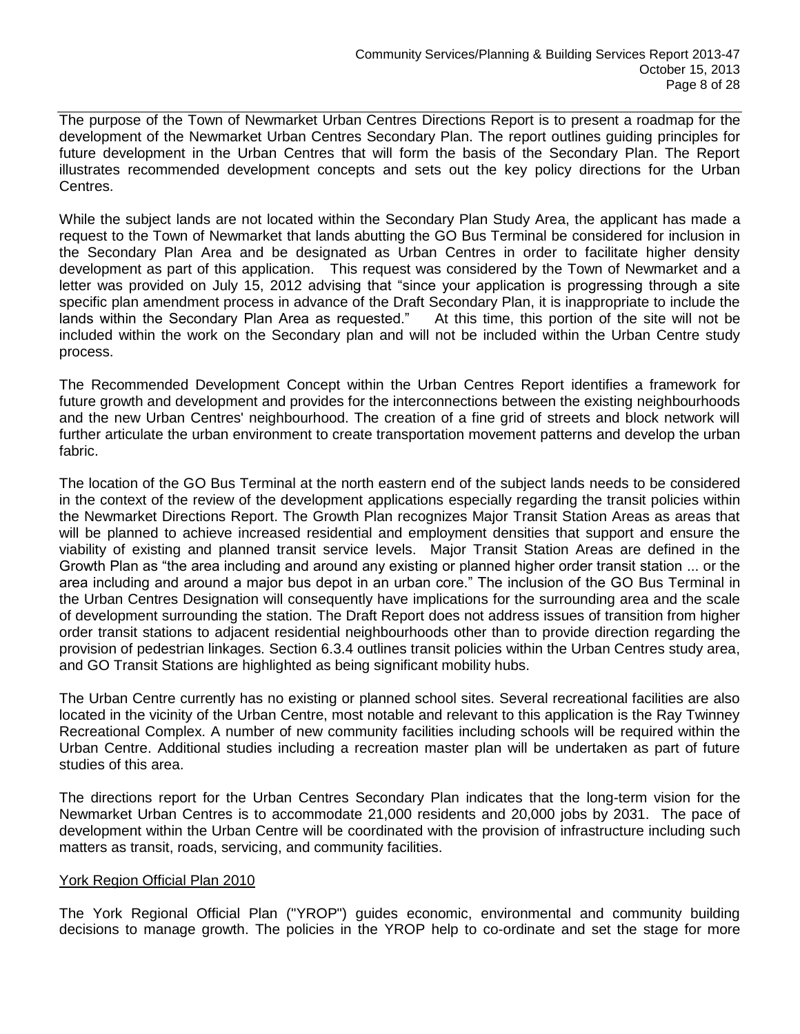The purpose of the Town of Newmarket Urban Centres Directions Report is to present a roadmap for the development of the Newmarket Urban Centres Secondary Plan. The report outlines guiding principles for future development in the Urban Centres that will form the basis of the Secondary Plan. The Report illustrates recommended development concepts and sets out the key policy directions for the Urban Centres.

While the subject lands are not located within the Secondary Plan Study Area, the applicant has made a request to the Town of Newmarket that lands abutting the GO Bus Terminal be considered for inclusion in the Secondary Plan Area and be designated as Urban Centres in order to facilitate higher density development as part of this application. This request was considered by the Town of Newmarket and a letter was provided on July 15, 2012 advising that "since your application is progressing through a site specific plan amendment process in advance of the Draft Secondary Plan, it is inappropriate to include the lands within the Secondary Plan Area as requested." At this time, this portion of the site will not be included within the work on the Secondary plan and will not be included within the Urban Centre study process.

The Recommended Development Concept within the Urban Centres Report identifies a framework for future growth and development and provides for the interconnections between the existing neighbourhoods and the new Urban Centres' neighbourhood. The creation of a fine grid of streets and block network will further articulate the urban environment to create transportation movement patterns and develop the urban fabric.

The location of the GO Bus Terminal at the north eastern end of the subject lands needs to be considered in the context of the review of the development applications especially regarding the transit policies within the Newmarket Directions Report. The Growth Plan recognizes Major Transit Station Areas as areas that will be planned to achieve increased residential and employment densities that support and ensure the viability of existing and planned transit service levels. Major Transit Station Areas are defined in the Growth Plan as "the area including and around any existing or planned higher order transit station ... or the area including and around a major bus depot in an urban core." The inclusion of the GO Bus Terminal in the Urban Centres Designation will consequently have implications for the surrounding area and the scale of development surrounding the station. The Draft Report does not address issues of transition from higher order transit stations to adjacent residential neighbourhoods other than to provide direction regarding the provision of pedestrian linkages. Section 6.3.4 outlines transit policies within the Urban Centres study area, and GO Transit Stations are highlighted as being significant mobility hubs.

The Urban Centre currently has no existing or planned school sites. Several recreational facilities are also located in the vicinity of the Urban Centre, most notable and relevant to this application is the Ray Twinney Recreational Complex. A number of new community facilities including schools will be required within the Urban Centre. Additional studies including a recreation master plan will be undertaken as part of future studies of this area.

The directions report for the Urban Centres Secondary Plan indicates that the long-term vision for the Newmarket Urban Centres is to accommodate 21,000 residents and 20,000 jobs by 2031. The pace of development within the Urban Centre will be coordinated with the provision of infrastructure including such matters as transit, roads, servicing, and community facilities.

## York Region Official Plan 2010

The York Regional Official Plan ("YROP") guides economic, environmental and community building decisions to manage growth. The policies in the YROP help to co-ordinate and set the stage for more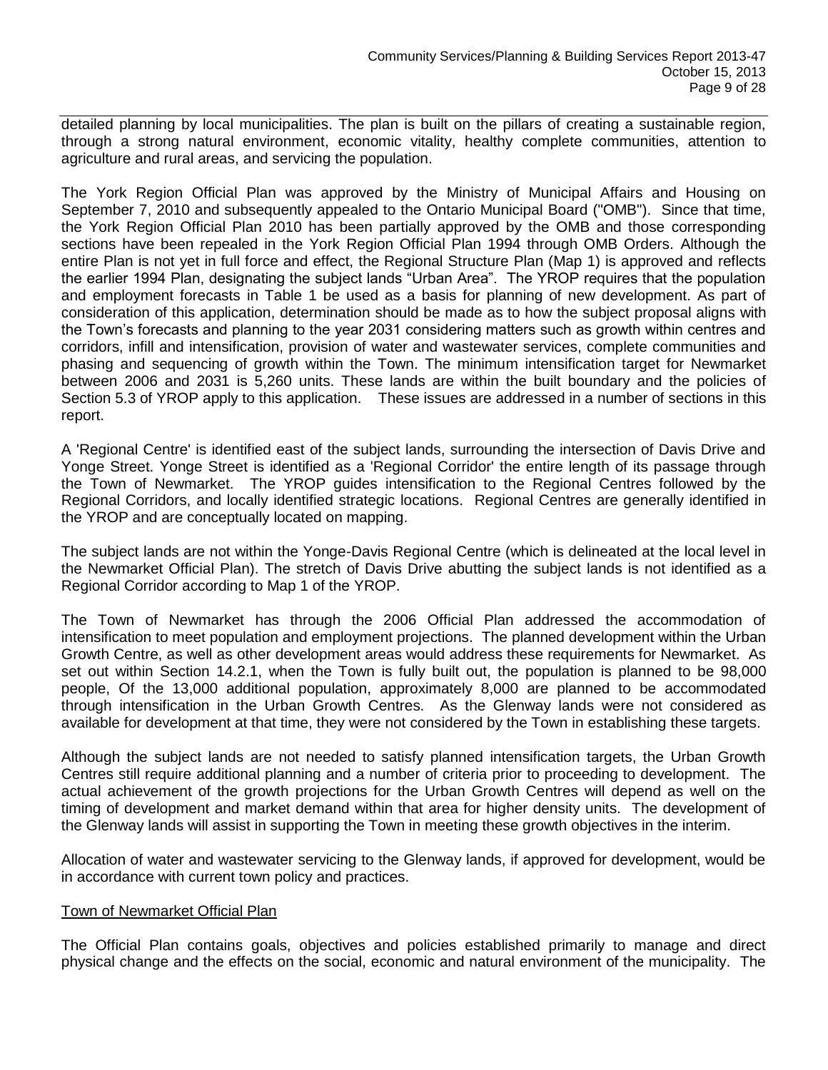detailed planning by local municipalities. The plan is built on the pillars of creating a sustainable region, through a strong natural environment, economic vitality, healthy complete communities, attention to agriculture and rural areas, and servicing the population.

The York Region Official Plan was approved by the Ministry of Municipal Affairs and Housing on September 7, 2010 and subsequently appealed to the Ontario Municipal Board ("OMB"). Since that time, the York Region Official Plan 2010 has been partially approved by the OMB and those corresponding sections have been repealed in the York Region Official Plan 1994 through OMB Orders. Although the entire Plan is not yet in full force and effect, the Regional Structure Plan (Map 1) is approved and reflects the earlier 1994 Plan, designating the subject lands "Urban Area". The YROP requires that the population and employment forecasts in Table 1 be used as a basis for planning of new development. As part of consideration of this application, determination should be made as to how the subject proposal aligns with the Town's forecasts and planning to the year 2031 considering matters such as growth within centres and corridors, infill and intensification, provision of water and wastewater services, complete communities and phasing and sequencing of growth within the Town. The minimum intensification target for Newmarket between 2006 and 2031 is 5,260 units. These lands are within the built boundary and the policies of Section 5.3 of YROP apply to this application. These issues are addressed in a number of sections in this report.

A 'Regional Centre' is identified east of the subject lands, surrounding the intersection of Davis Drive and Yonge Street. Yonge Street is identified as a 'Regional Corridor' the entire length of its passage through the Town of Newmarket. The YROP guides intensification to the Regional Centres followed by the Regional Corridors, and locally identified strategic locations. Regional Centres are generally identified in the YROP and are conceptually located on mapping.

The subject lands are not within the Yonge-Davis Regional Centre (which is delineated at the local level in the Newmarket Official Plan). The stretch of Davis Drive abutting the subject lands is not identified as a Regional Corridor according to Map 1 of the YROP.

The Town of Newmarket has through the 2006 Official Plan addressed the accommodation of intensification to meet population and employment projections. The planned development within the Urban Growth Centre, as well as other development areas would address these requirements for Newmarket. As set out within Section 14.2.1, when the Town is fully built out, the population is planned to be 98,000 people, Of the 13,000 additional population, approximately 8,000 are planned to be accommodated through intensification in the Urban Growth Centres. As the Glenway lands were not considered as available for development at that time, they were not considered by the Town in establishing these targets.

Although the subject lands are not needed to satisfy planned intensification targets, the Urban Growth Centres still require additional planning and a number of criteria prior to proceeding to development. The actual achievement of the growth projections for the Urban Growth Centres will depend as well on the timing of development and market demand within that area for higher density units. The development of the Glenway lands will assist in supporting the Town in meeting these growth objectives in the interim.

Allocation of water and wastewater servicing to the Glenway lands, if approved for development, would be in accordance with current town policy and practices.

### Town of Newmarket Official Plan

The Official Plan contains goals, objectives and policies established primarily to manage and direct physical change and the effects on the social, economic and natural environment of the municipality. The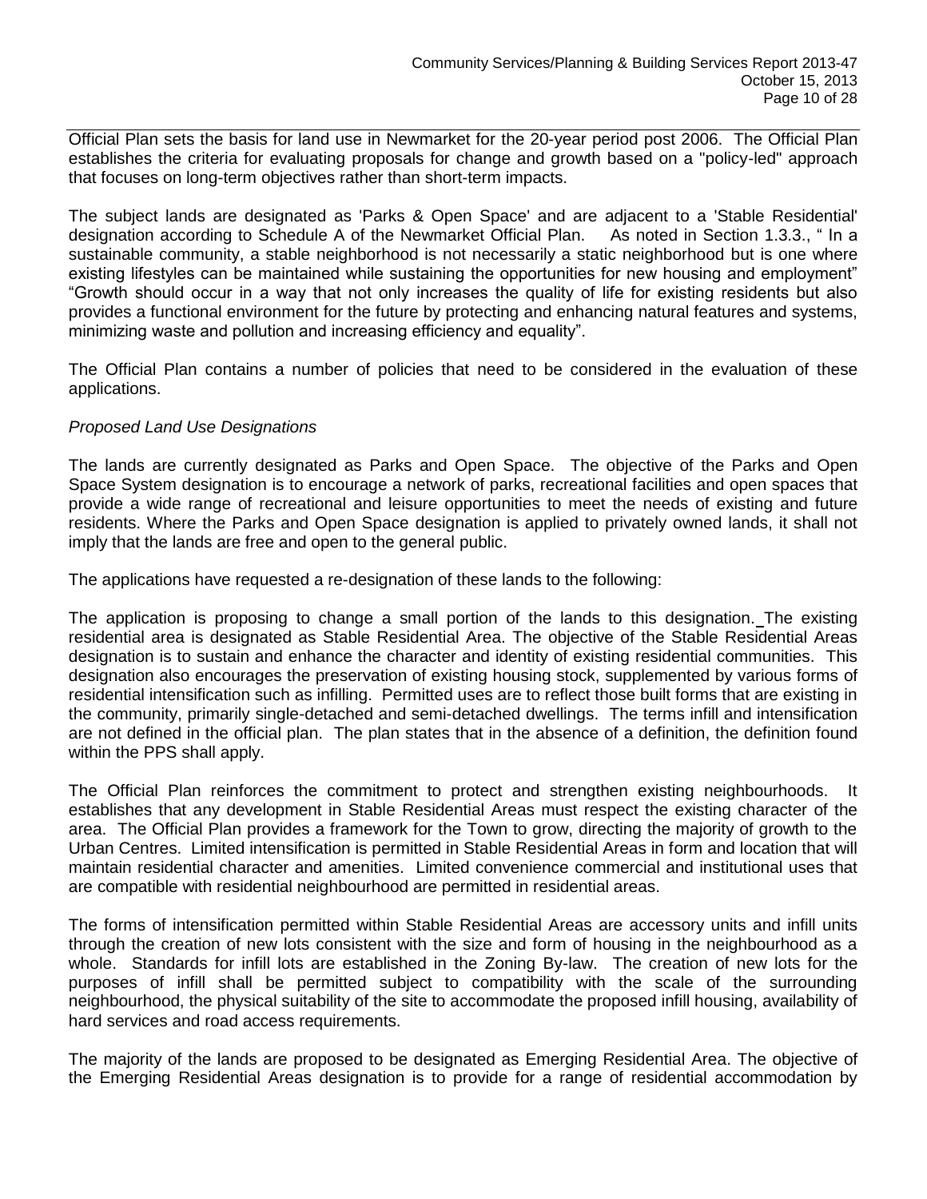Official Plan sets the basis for land use in Newmarket for the 20-year period post 2006. The Official Plan establishes the criteria for evaluating proposals for change and growth based on a "policy-led" approach that focuses on long-term objectives rather than short-term impacts.

The subject lands are designated as 'Parks & Open Space' and are adjacent to a 'Stable Residential' designation according to Schedule A of the Newmarket Official Plan. As noted in Section 1.3.3., " In a sustainable community, a stable neighborhood is not necessarily a static neighborhood but is one where existing lifestyles can be maintained while sustaining the opportunities for new housing and employment" "Growth should occur in a way that not only increases the quality of life for existing residents but also provides a functional environment for the future by protecting and enhancing natural features and systems, minimizing waste and pollution and increasing efficiency and equality".

The Official Plan contains a number of policies that need to be considered in the evaluation of these applications.

*Proposed Land Use Designations*

The lands are currently designated as Parks and Open Space. The objective of the Parks and Open Space System designation is to encourage a network of parks, recreational facilities and open spaces that provide a wide range of recreational and leisure opportunities to meet the needs of existing and future residents. Where the Parks and Open Space designation is applied to privately owned lands, it shall not imply that the lands are free and open to the general public.

The applications have requested a re-designation of these lands to the following:

The application is proposing to change a small portion of the lands to this designation. The existing residential area is designated as Stable Residential Area. The objective of the Stable Residential Areas designation is to sustain and enhance the character and identity of existing residential communities. This designation also encourages the preservation of existing housing stock, supplemented by various forms of residential intensification such as infilling. Permitted uses are to reflect those built forms that are existing in the community, primarily single-detached and semi-detached dwellings. The terms infill and intensification are not defined in the official plan. The plan states that in the absence of a definition, the definition found within the PPS shall apply.

The Official Plan reinforces the commitment to protect and strengthen existing neighbourhoods. It establishes that any development in Stable Residential Areas must respect the existing character of the area. The Official Plan provides a framework for the Town to grow, directing the majority of growth to the Urban Centres. Limited intensification is permitted in Stable Residential Areas in form and location that will maintain residential character and amenities. Limited convenience commercial and institutional uses that are compatible with residential neighbourhood are permitted in residential areas.

The forms of intensification permitted within Stable Residential Areas are accessory units and infill units through the creation of new lots consistent with the size and form of housing in the neighbourhood as a whole. Standards for infill lots are established in the Zoning By-law. The creation of new lots for the purposes of infill shall be permitted subject to compatibility with the scale of the surrounding neighbourhood, the physical suitability of the site to accommodate the proposed infill housing, availability of hard services and road access requirements.

The majority of the lands are proposed to be designated as Emerging Residential Area. The objective of the Emerging Residential Areas designation is to provide for a range of residential accommodation by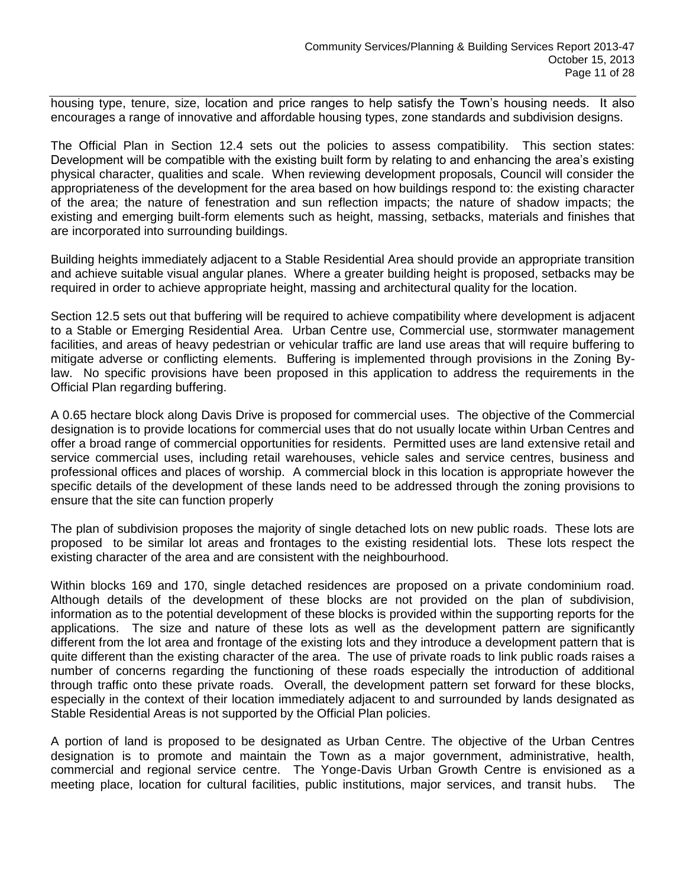housing type, tenure, size, location and price ranges to help satisfy the Town's housing needs. It also encourages a range of innovative and affordable housing types, zone standards and subdivision designs.

The Official Plan in Section 12.4 sets out the policies to assess compatibility. This section states: Development will be compatible with the existing built form by relating to and enhancing the area's existing physical character, qualities and scale. When reviewing development proposals, Council will consider the appropriateness of the development for the area based on how buildings respond to: the existing character of the area; the nature of fenestration and sun reflection impacts; the nature of shadow impacts; the existing and emerging built-form elements such as height, massing, setbacks, materials and finishes that are incorporated into surrounding buildings.

Building heights immediately adjacent to a Stable Residential Area should provide an appropriate transition and achieve suitable visual angular planes. Where a greater building height is proposed, setbacks may be required in order to achieve appropriate height, massing and architectural quality for the location.

Section 12.5 sets out that buffering will be required to achieve compatibility where development is adjacent to a Stable or Emerging Residential Area. Urban Centre use, Commercial use, stormwater management facilities, and areas of heavy pedestrian or vehicular traffic are land use areas that will require buffering to mitigate adverse or conflicting elements. Buffering is implemented through provisions in the Zoning By-law. No specific provisions have been proposed in this application to address the requirements in the Official Plan regarding buffering.

A 0.65 hectare block along Davis Drive is proposed for commercial uses. The objective of the Commercial designation is to provide locations for commercial uses that do not usually locate within Urban Centres and offer a broad range of commercial opportunities for residents. Permitted uses are land extensive retail and service commercial uses, including retail warehouses, vehicle sales and service centres, business and professional offices and places of worship. A commercial block in this location is appropriate however the specific details of the development of these lands need to be addressed through the zoning provisions to ensure that the site can function properly

The plan of subdivision proposes the majority of single detached lots on new public roads. These lots are proposed to be similar lot areas and frontages to the existing residential lots. These lots respect the existing character of the area and are consistent with the neighbourhood.

Within blocks 169 and 170, single detached residences are proposed on a private condominium road. Although details of the development of these blocks are not provided on the plan of subdivision, information as to the potential development of these blocks is provided within the supporting reports for the applications. The size and nature of these lots as well as the development pattern are significantly different from the lot area and frontage of the existing lots and they introduce a development pattern that is quite different than the existing character of the area. The use of private roads to link public roads raises a number of concerns regarding the functioning of these roads especially the introduction of additional through traffic onto these private roads. Overall, the development pattern set forward for these blocks, especially in the context of their location immediately adjacent to and surrounded by lands designated as Stable Residential Areas is not supported by the Official Plan policies.

A portion of land is proposed to be designated as Urban Centre. The objective of the Urban Centres designation is to promote and maintain the Town as a major government, administrative, health, commercial and regional service centre. The Yonge-Davis Urban Growth Centre is envisioned as a meeting place, location for cultural facilities, public institutions, major services, and transit hubs. The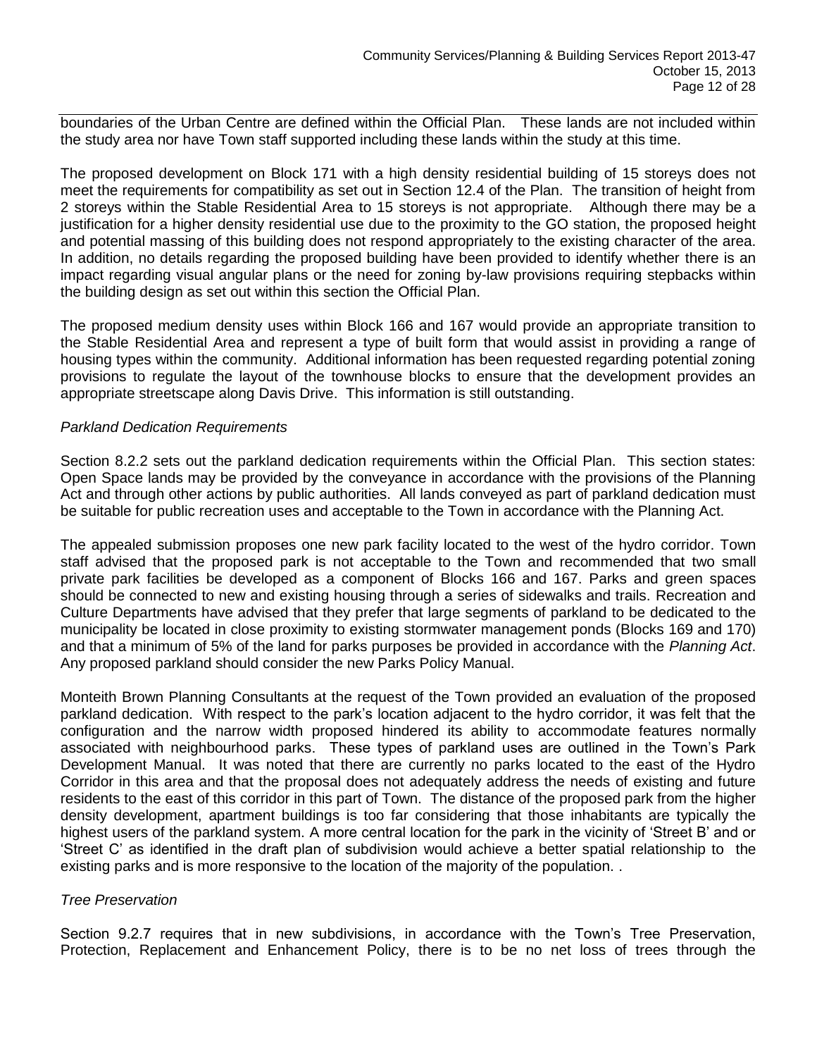boundaries of the Urban Centre are defined within the Official Plan. These lands are not included within the study area nor have Town staff supported including these lands within the study at this time.

The proposed development on Block 171 with a high density residential building of 15 storeys does not meet the requirements for compatibility as set out in Section 12.4 of the Plan. The transition of height from 2 storeys within the Stable Residential Area to 15 storeys is not appropriate. Although there may be a justification for a higher density residential use due to the proximity to the GO station, the proposed height and potential massing of this building does not respond appropriately to the existing character of the area. In addition, no details regarding the proposed building have been provided to identify whether there is an impact regarding visual angular plans or the need for zoning by-law provisions requiring stepbacks within the building design as set out within this section the Official Plan.

The proposed medium density uses within Block 166 and 167 would provide an appropriate transition to the Stable Residential Area and represent a type of built form that would assist in providing a range of housing types within the community. Additional information has been requested regarding potential zoning provisions to regulate the layout of the townhouse blocks to ensure that the development provides an appropriate streetscape along Davis Drive. This information is still outstanding.

*Parkland Dedication Requirements*

Section 8.2.2 sets out the parkland dedication requirements within the Official Plan. This section states: Open Space lands may be provided by the conveyance in accordance with the provisions of the Planning Act and through other actions by public authorities. All lands conveyed as part of parkland dedication must be suitable for public recreation uses and acceptable to the Town in accordance with the Planning Act.

The appealed submission proposes one new park facility located to the west of the hydro corridor. Town staff advised that the proposed park is not acceptable to the Town and recommended that two small private park facilities be developed as a component of Blocks 166 and 167. Parks and green spaces should be connected to new and existing housing through a series of sidewalks and trails. Recreation and Culture Departments have advised that they prefer that large segments of parkland to be dedicated to the municipality be located in close proximity to existing stormwater management ponds (Blocks 169 and 170) and that a minimum of 5% of the land for parks purposes be provided in accordance with the *Planning Act*. Any proposed parkland should consider the new Parks Policy Manual.

Monteith Brown Planning Consultants at the request of the Town provided an evaluation of the proposed parkland dedication. With respect to the park's location adjacent to the hydro corridor, it was felt that the configuration and the narrow width proposed hindered its ability to accommodate features normally associated with neighbourhood parks. These types of parkland uses are outlined in the Town's Park Development Manual. It was noted that there are currently no parks located to the east of the Hydro Corridor in this area and that the proposal does not adequately address the needs of existing and future residents to the east of this corridor in this part of Town. The distance of the proposed park from the higher density development, apartment buildings is too far considering that those inhabitants are typically the highest users of the parkland system. A more central location for the park in the vicinity of 'Street B' and or 'Street C' as identified in the draft plan of subdivision would achieve a better spatial relationship to the existing parks and is more responsive to the location of the majority of the population. .

*Tree Preservation*

Section 9.2.7 requires that in new subdivisions, in accordance with the Town's Tree Preservation, Protection, Replacement and Enhancement Policy, there is to be no net loss of trees through the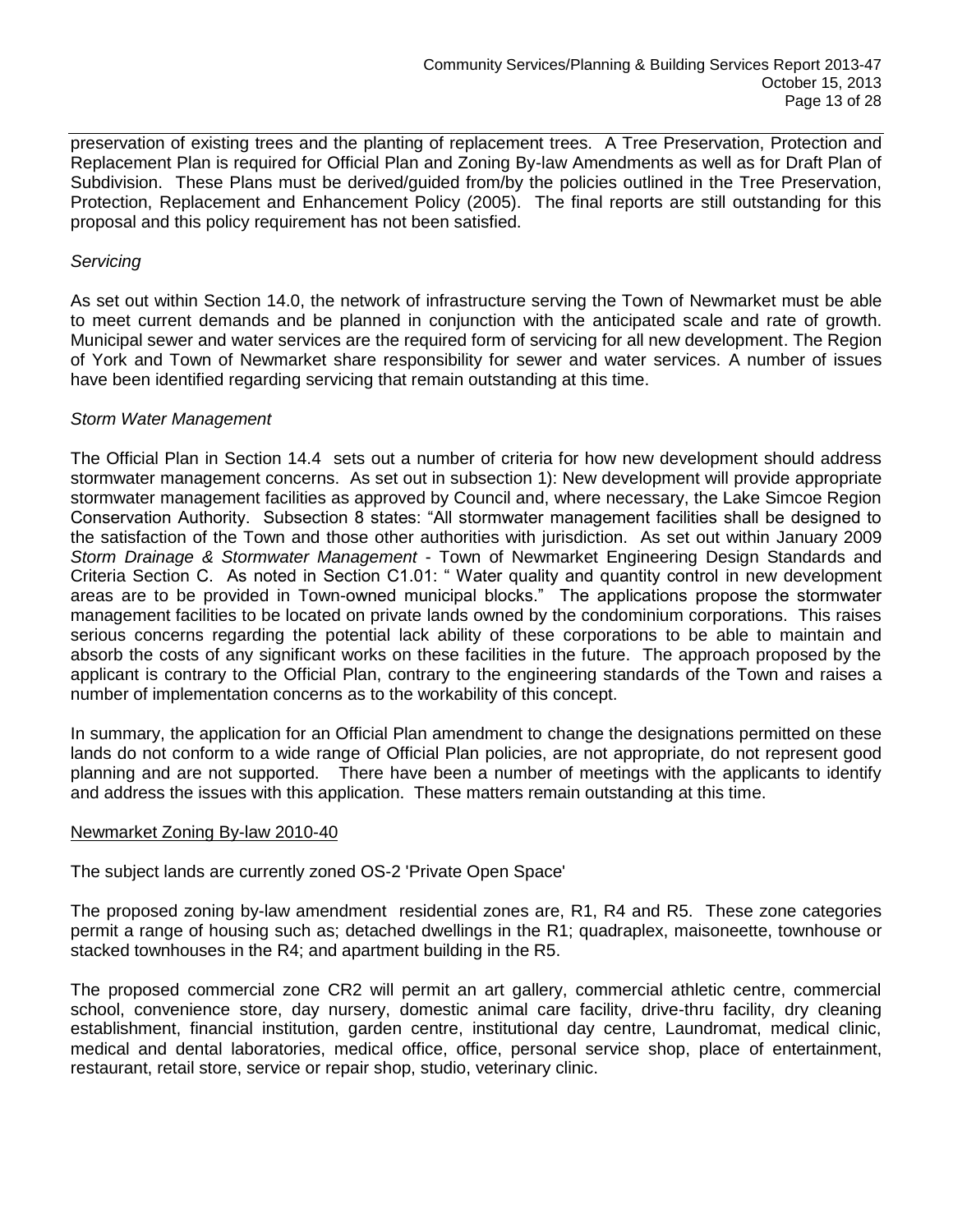preservation of existing trees and the planting of replacement trees. A Tree Preservation, Protection and Replacement Plan is required for Official Plan and Zoning By-law Amendments as well as for Draft Plan of Subdivision. These Plans must be derived/guided from/by the policies outlined in the Tree Preservation, Protection, Replacement and Enhancement Policy (2005). The final reports are still outstanding for this proposal and this policy requirement has not been satisfied.

*Servicing*

As set out within Section 14.0, the network of infrastructure serving the Town of Newmarket must be able to meet current demands and be planned in conjunction with the anticipated scale and rate of growth. Municipal sewer and water services are the required form of servicing for all new development. The Region of York and Town of Newmarket share responsibility for sewer and water services. A number of issues have been identified regarding servicing that remain outstanding at this time.

*Storm Water Management*

The Official Plan in Section 14.4 sets out a number of criteria for how new development should address stormwater management concerns. As set out in subsection 1): New development will provide appropriate stormwater management facilities as approved by Council and, where necessary, the Lake Simcoe Region Conservation Authority. Subsection 8 states: "All stormwater management facilities shall be designed to the satisfaction of the Town and those other authorities with jurisdiction. As set out within January 2009 *Storm Drainage & Stormwater Management* - Town of Newmarket Engineering Design Standards and Criteria Section C. As noted in Section C1.01: " Water quality and quantity control in new development areas are to be provided in Town-owned municipal blocks." The applications propose the stormwater management facilities to be located on private lands owned by the condominium corporations. This raises serious concerns regarding the potential lack ability of these corporations to be able to maintain and absorb the costs of any significant works on these facilities in the future. The approach proposed by the applicant is contrary to the Official Plan, contrary to the engineering standards of the Town and raises a number of implementation concerns as to the workability of this concept.

In summary, the application for an Official Plan amendment to change the designations permitted on these lands do not conform to a wide range of Official Plan policies, are not appropriate, do not represent good planning and are not supported. There have been a number of meetings with the applicants to identify and address the issues with this application. These matters remain outstanding at this time.

Newmarket Zoning By-law 2010-40

The subject lands are currently zoned OS-2 'Private Open Space'

The proposed zoning by-law amendment residential zones are, R1, R4 and R5. These zone categories permit a range of housing such as; detached dwellings in the R1; quadraplex, maisoneette, townhouse or stacked townhouses in the R4; and apartment building in the R5.

The proposed commercial zone CR2 will permit an art gallery, commercial athletic centre, commercial school, convenience store, day nursery, domestic animal care facility, drive-thru facility, dry cleaning establishment, financial institution, garden centre, institutional day centre, Laundromat, medical clinic, medical and dental laboratories, medical office, office, personal service shop, place of entertainment, restaurant, retail store, service or repair shop, studio, veterinary clinic.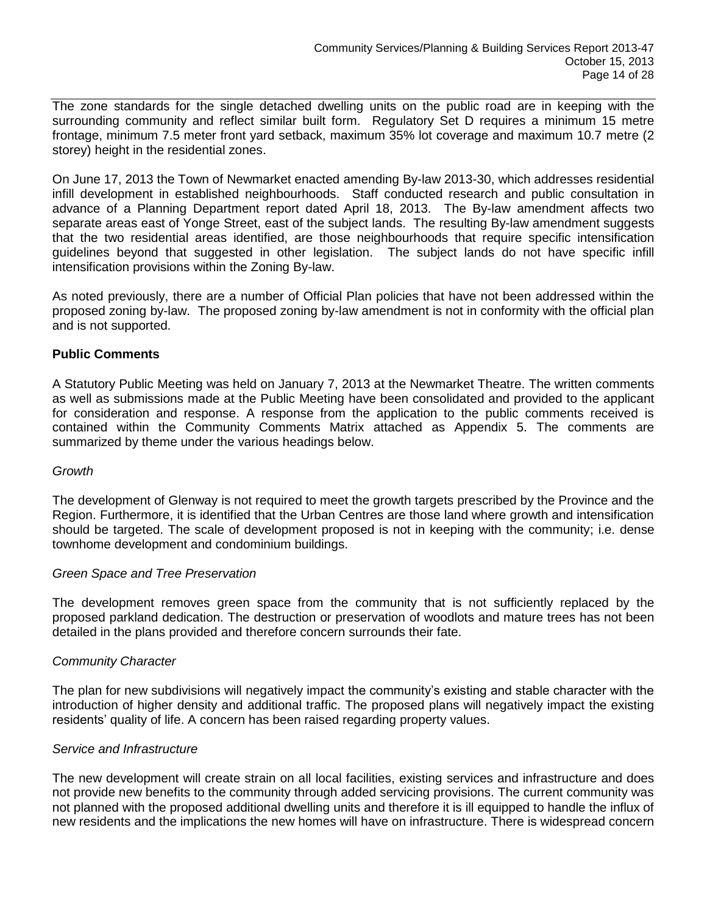The zone standards for the single detached dwelling units on the public road are in keeping with the surrounding community and reflect similar built form. Regulatory Set D requires a minimum 15 metre frontage, minimum 7.5 meter front yard setback, maximum 35% lot coverage and maximum 10.7 metre (2 storey) height in the residential zones.

On June 17, 2013 the Town of Newmarket enacted amending By-law 2013-30, which addresses residential infill development in established neighbourhoods. Staff conducted research and public consultation in advance of a Planning Department report dated April 18, 2013. The By-law amendment affects two separate areas east of Yonge Street, east of the subject lands. The resulting By-law amendment suggests that the two residential areas identified, are those neighbourhoods that require specific intensification guidelines beyond that suggested in other legislation. The subject lands do not have specific infill intensification provisions within the Zoning By-law.

As noted previously, there are a number of Official Plan policies that have not been addressed within the proposed zoning by-law. The proposed zoning by-law amendment is not in conformity with the official plan and is not supported.

## Public Comments

A Statutory Public Meeting was held on January 7, 2013 at the Newmarket Theatre. The written comments as well as submissions made at the Public Meeting have been consolidated and provided to the applicant for consideration and response. A response from the application to the public comments received is contained within the Community Comments Matrix attached as Appendix 5. The comments are summarized by theme under the various headings below.

*Growth*

The development of Glenway is not required to meet the growth targets prescribed by the Province and the Region. Furthermore, it is identified that the Urban Centres are those land where growth and intensification should be targeted. The scale of development proposed is not in keeping with the community; i.e. dense townhome development and condominium buildings.

*Green Space and Tree Preservation*

The development removes green space from the community that is not sufficiently replaced by the proposed parkland dedication. The destruction or preservation of woodlots and mature trees has not been detailed in the plans provided and therefore concern surrounds their fate.

*Community Character*

The plan for new subdivisions will negatively impact the community's existing and stable character with the introduction of higher density and additional traffic. The proposed plans will negatively impact the existing residents' quality of life. A concern has been raised regarding property values.

*Service and Infrastructure*

The new development will create strain on all local facilities, existing services and infrastructure and does not provide new benefits to the community through added servicing provisions. The current community was not planned with the proposed additional dwelling units and therefore it is ill equipped to handle the influx of new residents and the implications the new homes will have on infrastructure. There is widespread concern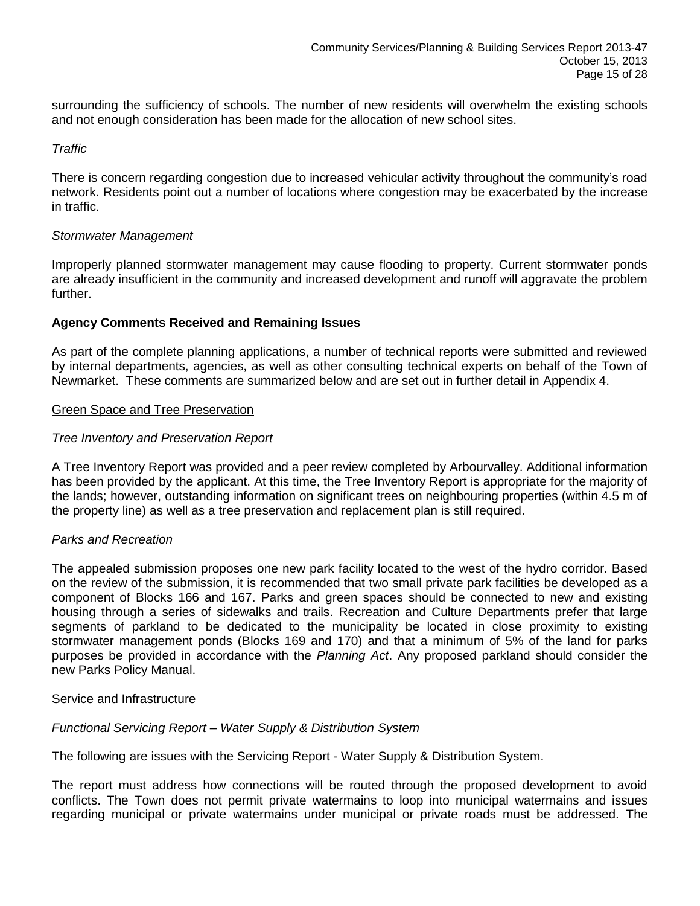surrounding the sufficiency of schools. The number of new residents will overwhelm the existing schools and not enough consideration has been made for the allocation of new school sites.

*Traffic*

There is concern regarding congestion due to increased vehicular activity throughout the community's road network. Residents point out a number of locations where congestion may be exacerbated by the increase in traffic.

*Stormwater Management*

Improperly planned stormwater management may cause flooding to property. Current stormwater ponds are already insufficient in the community and increased development and runoff will aggravate the problem further.

**Agency Comments Received and Remaining Issues**

As part of the complete planning applications, a number of technical reports were submitted and reviewed by internal departments, agencies, as well as other consulting technical experts on behalf of the Town of Newmarket. These comments are summarized below and are set out in further detail in Appendix 4.

<u>Green Space and Tree Preservation</u>

*Tree Inventory and Preservation Report*

A Tree Inventory Report was provided and a peer review completed by Arbourvalley. Additional information has been provided by the applicant. At this time, the Tree Inventory Report is appropriate for the majority of the lands; however, outstanding information on significant trees on neighbouring properties (within 4.5 m of the property line) as well as a tree preservation and replacement plan is still required.

*Parks and Recreation*

The appealed submission proposes one new park facility located to the west of the hydro corridor. Based on the review of the submission, it is recommended that two small private park facilities be developed as a component of Blocks 166 and 167. Parks and green spaces should be connected to new and existing housing through a series of sidewalks and trails. Recreation and Culture Departments prefer that large segments of parkland to be dedicated to the municipality be located in close proximity to existing stormwater management ponds (Blocks 169 and 170) and that a minimum of 5% of the land for parks purposes be provided in accordance with the *Planning Act*. Any proposed parkland should consider the new Parks Policy Manual.

<u>Service and Infrastructure</u>

*Functional Servicing Report – Water Supply & Distribution System*

The following are issues with the Servicing Report - Water Supply & Distribution System.

The report must address how connections will be routed through the proposed development to avoid conflicts. The Town does not permit private watermains to loop into municipal watermains and issues regarding municipal or private watermains under municipal or private roads must be addressed. The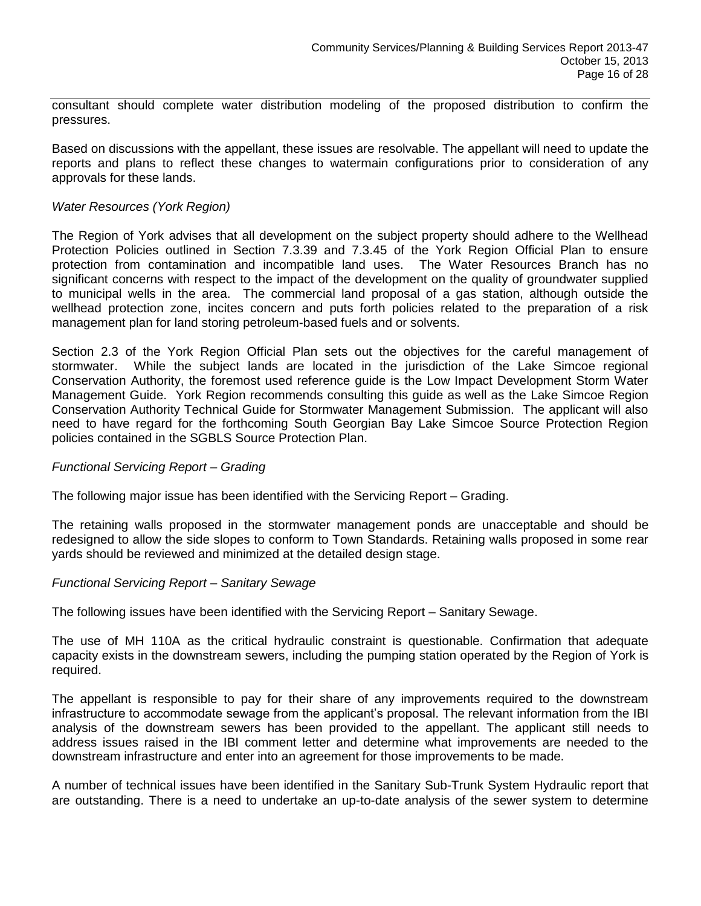consultant should complete water distribution modeling of the proposed distribution to confirm the pressures.

Based on discussions with the appellant, these issues are resolvable. The appellant will need to update the reports and plans to reflect these changes to watermain configurations prior to consideration of any approvals for these lands.

*Water Resources (York Region)*

The Region of York advises that all development on the subject property should adhere to the Wellhead Protection Policies outlined in Section 7.3.39 and 7.3.45 of the York Region Official Plan to ensure protection from contamination and incompatible land uses. The Water Resources Branch has no significant concerns with respect to the impact of the development on the quality of groundwater supplied to municipal wells in the area. The commercial land proposal of a gas station, although outside the wellhead protection zone, incites concern and puts forth policies related to the preparation of a risk management plan for land storing petroleum-based fuels and or solvents.

Section 2.3 of the York Region Official Plan sets out the objectives for the careful management of stormwater. While the subject lands are located in the jurisdiction of the Lake Simcoe regional Conservation Authority, the foremost used reference guide is the Low Impact Development Storm Water Management Guide. York Region recommends consulting this guide as well as the Lake Simcoe Region Conservation Authority Technical Guide for Stormwater Management Submission. The applicant will also need to have regard for the forthcoming South Georgian Bay Lake Simcoe Source Protection Region policies contained in the SGBLS Source Protection Plan.

*Functional Servicing Report – Grading*

The following major issue has been identified with the Servicing Report – Grading.

The retaining walls proposed in the stormwater management ponds are unacceptable and should be redesigned to allow the side slopes to conform to Town Standards. Retaining walls proposed in some rear yards should be reviewed and minimized at the detailed design stage.

*Functional Servicing Report – Sanitary Sewage*

The following issues have been identified with the Servicing Report – Sanitary Sewage.

The use of MH 110A as the critical hydraulic constraint is questionable. Confirmation that adequate capacity exists in the downstream sewers, including the pumping station operated by the Region of York is required.

The appellant is responsible to pay for their share of any improvements required to the downstream infrastructure to accommodate sewage from the applicant's proposal. The relevant information from the IBI analysis of the downstream sewers has been provided to the appellant. The applicant still needs to address issues raised in the IBI comment letter and determine what improvements are needed to the downstream infrastructure and enter into an agreement for those improvements to be made.

A number of technical issues have been identified in the Sanitary Sub-Trunk System Hydraulic report that are outstanding. There is a need to undertake an up-to-date analysis of the sewer system to determine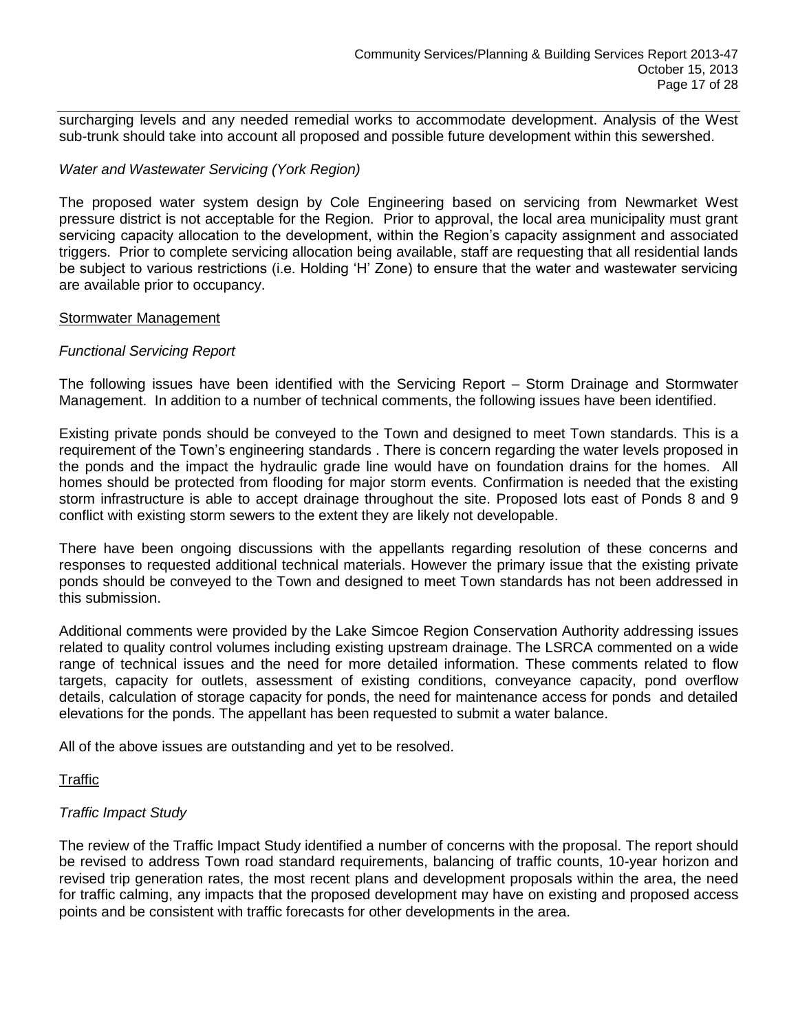surcharging levels and any needed remedial works to accommodate development. Analysis of the West sub-trunk should take into account all proposed and possible future development within this sewershed.

*Water and Wastewater Servicing (York Region)*

The proposed water system design by Cole Engineering based on servicing from Newmarket West pressure district is not acceptable for the Region. Prior to approval, the local area municipality must grant servicing capacity allocation to the development, within the Region's capacity assignment and associated triggers. Prior to complete servicing allocation being available, staff are requesting that all residential lands be subject to various restrictions (i.e. Holding 'H' Zone) to ensure that the water and wastewater servicing are available prior to occupancy.

<u>Stormwater Management</u>

*Functional Servicing Report*

The following issues have been identified with the Servicing Report – Storm Drainage and Stormwater Management. In addition to a number of technical comments, the following issues have been identified.

Existing private ponds should be conveyed to the Town and designed to meet Town standards. This is a requirement of the Town's engineering standards . There is concern regarding the water levels proposed in the ponds and the impact the hydraulic grade line would have on foundation drains for the homes. All homes should be protected from flooding for major storm events. Confirmation is needed that the existing storm infrastructure is able to accept drainage throughout the site. Proposed lots east of Ponds 8 and 9 conflict with existing storm sewers to the extent they are likely not developable.

There have been ongoing discussions with the appellants regarding resolution of these concerns and responses to requested additional technical materials. However the primary issue that the existing private ponds should be conveyed to the Town and designed to meet Town standards has not been addressed in this submission.

Additional comments were provided by the Lake Simcoe Region Conservation Authority addressing issues related to quality control volumes including existing upstream drainage. The LSRCA commented on a wide range of technical issues and the need for more detailed information. These comments related to flow targets, capacity for outlets, assessment of existing conditions, conveyance capacity, pond overflow details, calculation of storage capacity for ponds, the need for maintenance access for ponds and detailed elevations for the ponds. The appellant has been requested to submit a water balance.

All of the above issues are outstanding and yet to be resolved.

<u>Traffic</u>

*Traffic Impact Study*

The review of the Traffic Impact Study identified a number of concerns with the proposal. The report should be revised to address Town road standard requirements, balancing of traffic counts, 10-year horizon and revised trip generation rates, the most recent plans and development proposals within the area, the need for traffic calming, any impacts that the proposed development may have on existing and proposed access points and be consistent with traffic forecasts for other developments in the area.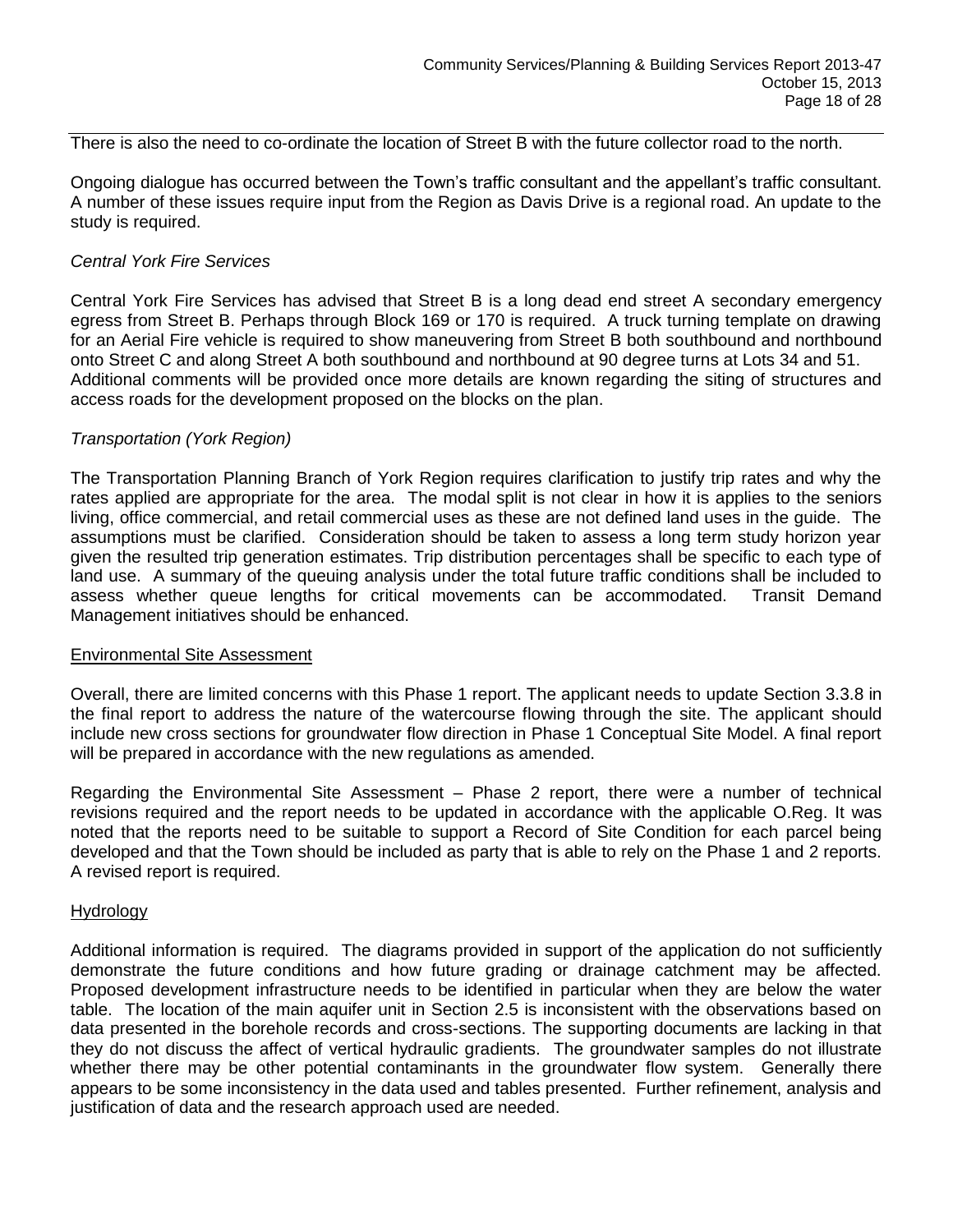There is also the need to co-ordinate the location of Street B with the future collector road to the north.

Ongoing dialogue has occurred between the Town's traffic consultant and the appellant's traffic consultant. A number of these issues require input from the Region as Davis Drive is a regional road. An update to the study is required.

*Central York Fire Services*

Central York Fire Services has advised that Street B is a long dead end street A secondary emergency egress from Street B. Perhaps through Block 169 or 170 is required. A truck turning template on drawing for an Aerial Fire vehicle is required to show maneuvering from Street B both southbound and northbound onto Street C and along Street A both southbound and northbound at 90 degree turns at Lots 34 and 51. Additional comments will be provided once more details are known regarding the siting of structures and access roads for the development proposed on the blocks on the plan.

*Transportation (York Region)*

The Transportation Planning Branch of York Region requires clarification to justify trip rates and why the rates applied are appropriate for the area. The modal split is not clear in how it is applies to the seniors living, office commercial, and retail commercial uses as these are not defined land uses in the guide. The assumptions must be clarified. Consideration should be taken to assess a long term study horizon year given the resulted trip generation estimates. Trip distribution percentages shall be specific to each type of land use. A summary of the queuing analysis under the total future traffic conditions shall be included to assess whether queue lengths for critical movements can be accommodated. Transit Demand Management initiatives should be enhanced.

<u>Environmental Site Assessment</u>

Overall, there are limited concerns with this Phase 1 report. The applicant needs to update Section 3.3.8 in the final report to address the nature of the watercourse flowing through the site. The applicant should include new cross sections for groundwater flow direction in Phase 1 Conceptual Site Model. A final report will be prepared in accordance with the new regulations as amended.

Regarding the Environmental Site Assessment – Phase 2 report, there were a number of technical revisions required and the report needs to be updated in accordance with the applicable O.Reg. It was noted that the reports need to be suitable to support a Record of Site Condition for each parcel being developed and that the Town should be included as party that is able to rely on the Phase 1 and 2 reports. A revised report is required.

<u>Hydrology</u>

Additional information is required. The diagrams provided in support of the application do not sufficiently demonstrate the future conditions and how future grading or drainage catchment may be affected. Proposed development infrastructure needs to be identified in particular when they are below the water table. The location of the main aquifer unit in Section 2.5 is inconsistent with the observations based on data presented in the borehole records and cross-sections. The supporting documents are lacking in that they do not discuss the affect of vertical hydraulic gradients. The groundwater samples do not illustrate whether there may be other potential contaminants in the groundwater flow system. Generally there appears to be some inconsistency in the data used and tables presented. Further refinement, analysis and justification of data and the research approach used are needed.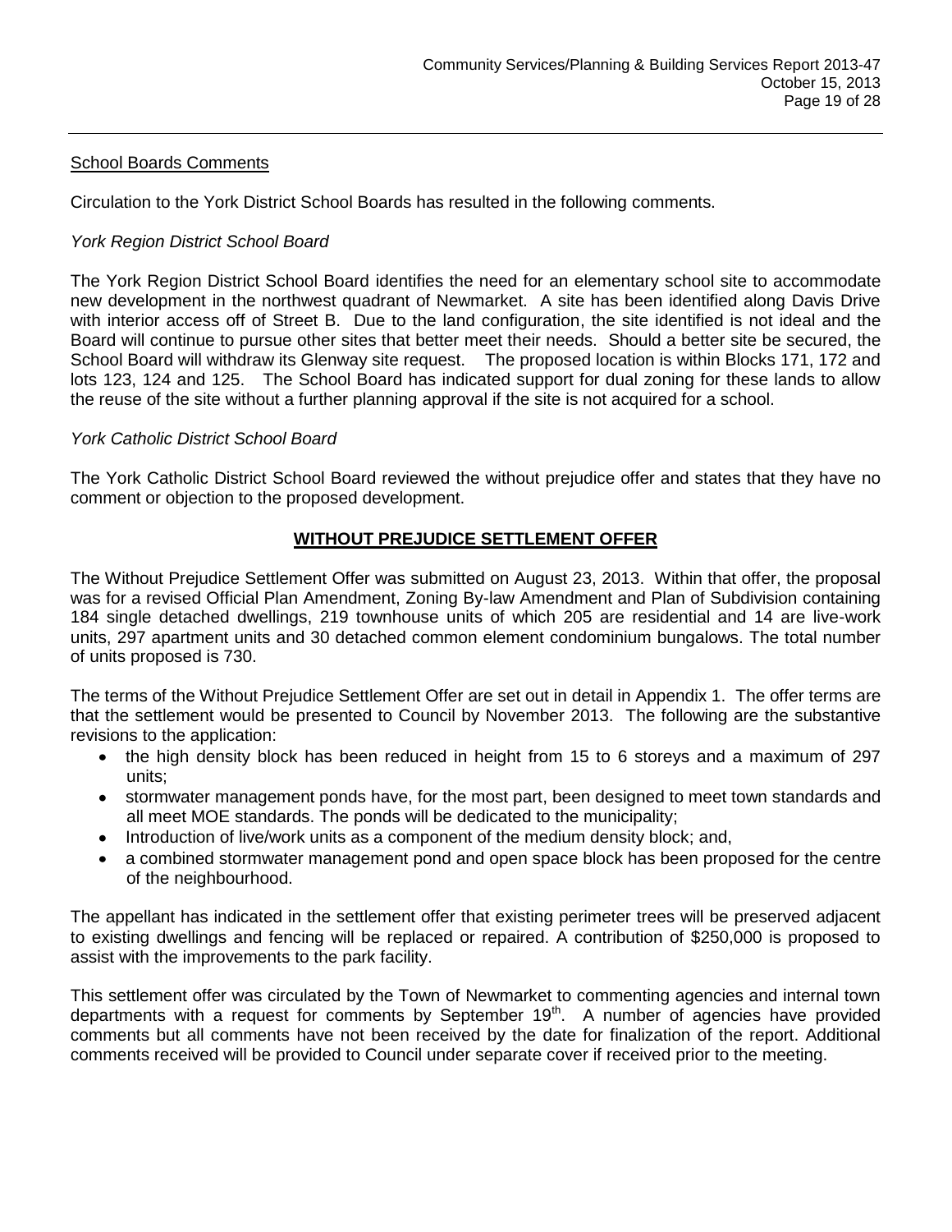<u>School Boards Comments</u>

Circulation to the York District School Boards has resulted in the following comments.

*York Region District School Board*

The York Region District School Board identifies the need for an elementary school site to accommodate new development in the northwest quadrant of Newmarket. A site has been identified along Davis Drive with interior access off of Street B. Due to the land configuration, the site identified is not ideal and the Board will continue to pursue other sites that better meet their needs. Should a better site be secured, the School Board will withdraw its Glenway site request. The proposed location is within Blocks 171, 172 and lots 123, 124 and 125. The School Board has indicated support for dual zoning for these lands to allow the reuse of the site without a further planning approval if the site is not acquired for a school.

*York Catholic District School Board*

The York Catholic District School Board reviewed the without prejudice offer and states that they have no comment or objection to the proposed development.

## WITHOUT PREJUDICE SETTLEMENT OFFER

The Without Prejudice Settlement Offer was submitted on August 23, 2013. Within that offer, the proposal was for a revised Official Plan Amendment, Zoning By-law Amendment and Plan of Subdivision containing 184 single detached dwellings, 219 townhouse units of which 205 are residential and 14 are live-work units, 297 apartment units and 30 detached common element condominium bungalows. The total number of units proposed is 730.

The terms of the Without Prejudice Settlement Offer are set out in detail in Appendix 1. The offer terms are that the settlement would be presented to Council by November 2013. The following are the substantive revisions to the application:

- the high density block has been reduced in height from 15 to 6 storeys and a maximum of 297 units;
- stormwater management ponds have, for the most part, been designed to meet town standards and all meet MOE standards. The ponds will be dedicated to the municipality;
- Introduction of live/work units as a component of the medium density block; and,
- a combined stormwater management pond and open space block has been proposed for the centre of the neighbourhood.

The appellant has indicated in the settlement offer that existing perimeter trees will be preserved adjacent to existing dwellings and fencing will be replaced or repaired. A contribution of $250,000 is proposed to assist with the improvements to the park facility.

This settlement offer was circulated by the Town of Newmarket to commenting agencies and internal town departments with a request for comments by September 19th. A number of agencies have provided comments but all comments have not been received by the date for finalization of the report. Additional comments received will be provided to Council under separate cover if received prior to the meeting.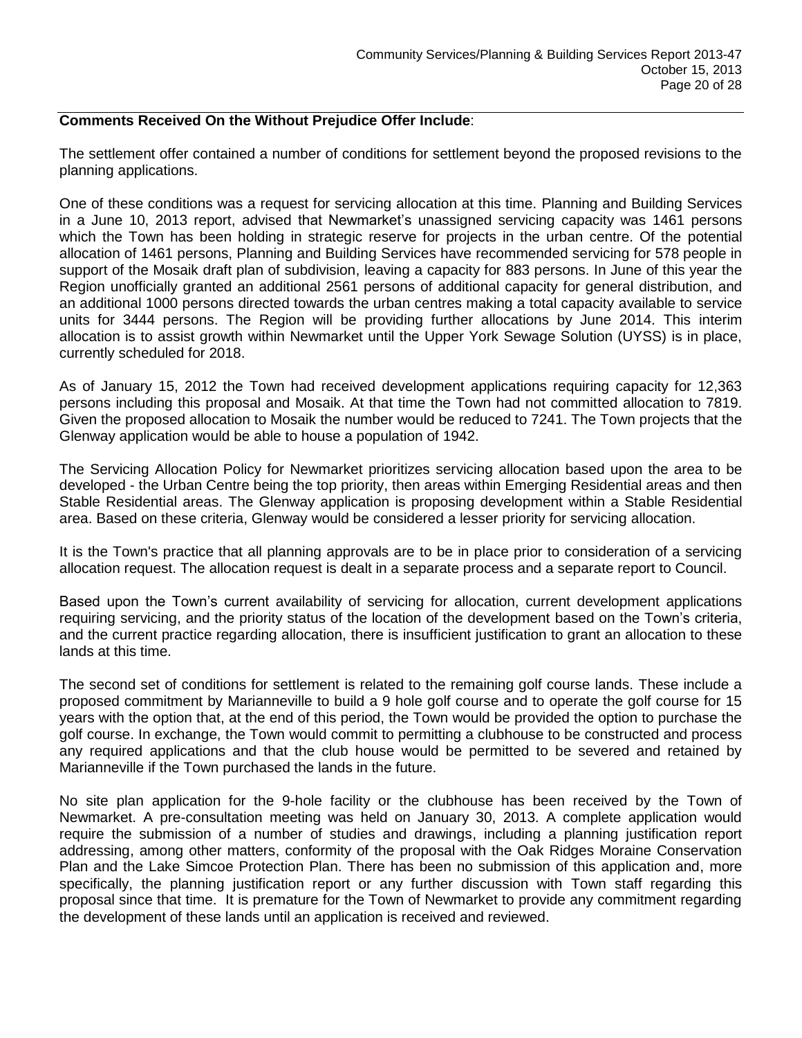**Comments Received On the Without Prejudice Offer Include**:

The settlement offer contained a number of conditions for settlement beyond the proposed revisions to the planning applications.

One of these conditions was a request for servicing allocation at this time. Planning and Building Services in a June 10, 2013 report, advised that Newmarket's unassigned servicing capacity was 1461 persons which the Town has been holding in strategic reserve for projects in the urban centre. Of the potential allocation of 1461 persons, Planning and Building Services have recommended servicing for 578 people in support of the Mosaik draft plan of subdivision, leaving a capacity for 883 persons. In June of this year the Region unofficially granted an additional 2561 persons of additional capacity for general distribution, and an additional 1000 persons directed towards the urban centres making a total capacity available to service units for 3444 persons. The Region will be providing further allocations by June 2014. This interim allocation is to assist growth within Newmarket until the Upper York Sewage Solution (UYSS) is in place, currently scheduled for 2018.

As of January 15, 2012 the Town had received development applications requiring capacity for 12,363 persons including this proposal and Mosaik. At that time the Town had not committed allocation to 7819. Given the proposed allocation to Mosaik the number would be reduced to 7241. The Town projects that the Glenway application would be able to house a population of 1942.

The Servicing Allocation Policy for Newmarket prioritizes servicing allocation based upon the area to be developed - the Urban Centre being the top priority, then areas within Emerging Residential areas and then Stable Residential areas. The Glenway application is proposing development within a Stable Residential area. Based on these criteria, Glenway would be considered a lesser priority for servicing allocation.

It is the Town's practice that all planning approvals are to be in place prior to consideration of a servicing allocation request. The allocation request is dealt in a separate process and a separate report to Council.

Based upon the Town's current availability of servicing for allocation, current development applications requiring servicing, and the priority status of the location of the development based on the Town's criteria, and the current practice regarding allocation, there is insufficient justification to grant an allocation to these lands at this time.

The second set of conditions for settlement is related to the remaining golf course lands. These include a proposed commitment by Marianneville to build a 9 hole golf course and to operate the golf course for 15 years with the option that, at the end of this period, the Town would be provided the option to purchase the golf course. In exchange, the Town would commit to permitting a clubhouse to be constructed and process any required applications and that the club house would be permitted to be severed and retained by Marianneville if the Town purchased the lands in the future.

No site plan application for the 9-hole facility or the clubhouse has been received by the Town of Newmarket. A pre-consultation meeting was held on January 30, 2013. A complete application would require the submission of a number of studies and drawings, including a planning justification report addressing, among other matters, conformity of the proposal with the Oak Ridges Moraine Conservation Plan and the Lake Simcoe Protection Plan. There has been no submission of this application and, more specifically, the planning justification report or any further discussion with Town staff regarding this proposal since that time. It is premature for the Town of Newmarket to provide any commitment regarding the development of these lands until an application is received and reviewed.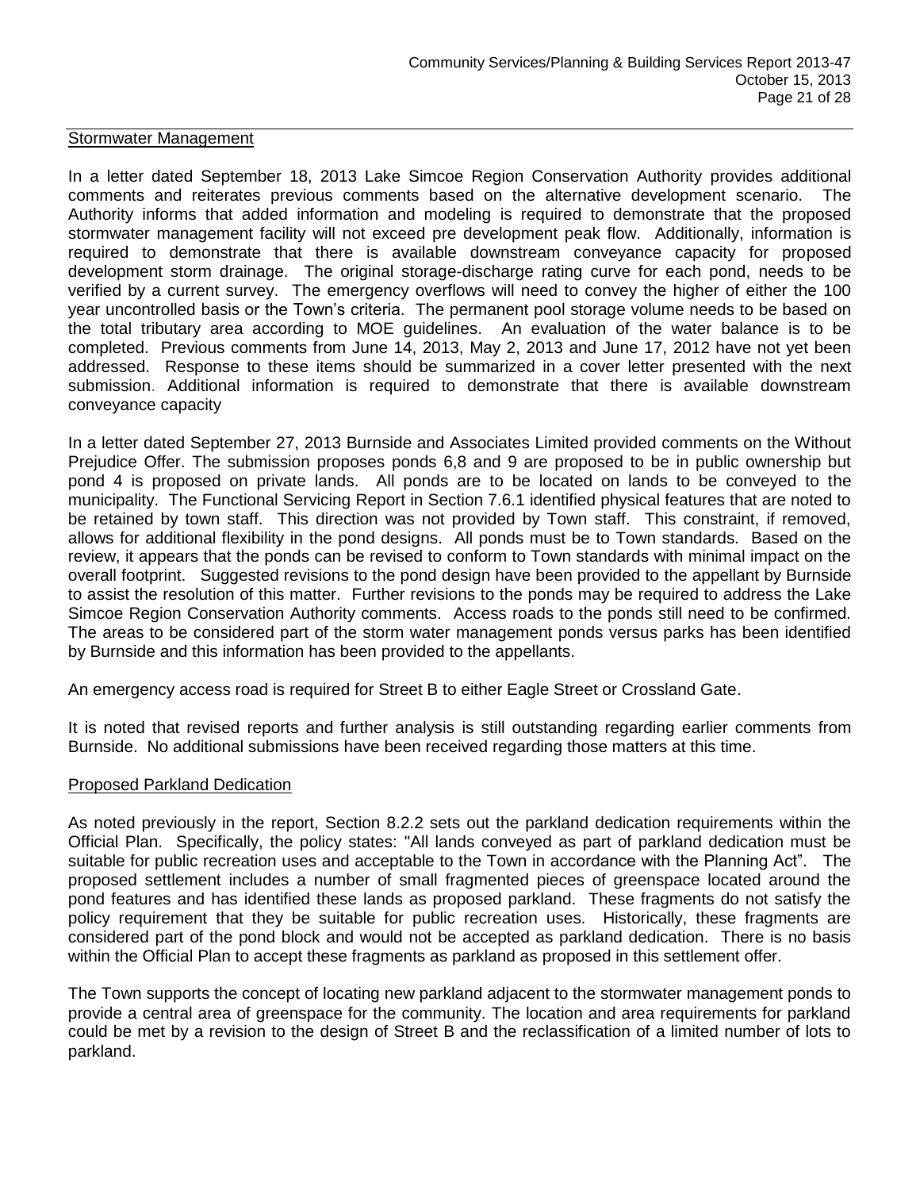<u>Stormwater Management</u>

In a letter dated September 18, 2013 Lake Simcoe Region Conservation Authority provides additional comments and reiterates previous comments based on the alternative development scenario. The Authority informs that added information and modeling is required to demonstrate that the proposed stormwater management facility will not exceed pre development peak flow. Additionally, information is required to demonstrate that there is available downstream conveyance capacity for proposed development storm drainage. The original storage-discharge rating curve for each pond, needs to be verified by a current survey. The emergency overflows will need to convey the higher of either the 100 year uncontrolled basis or the Town's criteria. The permanent pool storage volume needs to be based on the total tributary area according to MOE guidelines. An evaluation of the water balance is to be completed. Previous comments from June 14, 2013, May 2, 2013 and June 17, 2012 have not yet been addressed. Response to these items should be summarized in a cover letter presented with the next submission. Additional information is required to demonstrate that there is available downstream conveyance capacity

In a letter dated September 27, 2013 Burnside and Associates Limited provided comments on the Without Prejudice Offer. The submission proposes ponds 6,8 and 9 are proposed to be in public ownership but pond 4 is proposed on private lands. All ponds are to be located on lands to be conveyed to the municipality. The Functional Servicing Report in Section 7.6.1 identified physical features that are noted to be retained by town staff. This direction was not provided by Town staff. This constraint, if removed, allows for additional flexibility in the pond designs. All ponds must be to Town standards. Based on the review, it appears that the ponds can be revised to conform to Town standards with minimal impact on the overall footprint. Suggested revisions to the pond design have been provided to the appellant by Burnside to assist the resolution of this matter. Further revisions to the ponds may be required to address the Lake Simcoe Region Conservation Authority comments. Access roads to the ponds still need to be confirmed. The areas to be considered part of the storm water management ponds versus parks has been identified by Burnside and this information has been provided to the appellants.

An emergency access road is required for Street B to either Eagle Street or Crossland Gate.

It is noted that revised reports and further analysis is still outstanding regarding earlier comments from Burnside. No additional submissions have been received regarding those matters at this time.

<u>Proposed Parkland Dedication</u>

As noted previously in the report, Section 8.2.2 sets out the parkland dedication requirements within the Official Plan. Specifically, the policy states: "All lands conveyed as part of parkland dedication must be suitable for public recreation uses and acceptable to the Town in accordance with the Planning Act". The proposed settlement includes a number of small fragmented pieces of greenspace located around the pond features and has identified these lands as proposed parkland. These fragments do not satisfy the policy requirement that they be suitable for public recreation uses. Historically, these fragments are considered part of the pond block and would not be accepted as parkland dedication. There is no basis within the Official Plan to accept these fragments as parkland as proposed in this settlement offer.

The Town supports the concept of locating new parkland adjacent to the stormwater management ponds to provide a central area of greenspace for the community. The location and area requirements for parkland could be met by a revision to the design of Street B and the reclassification of a limited number of lots to parkland.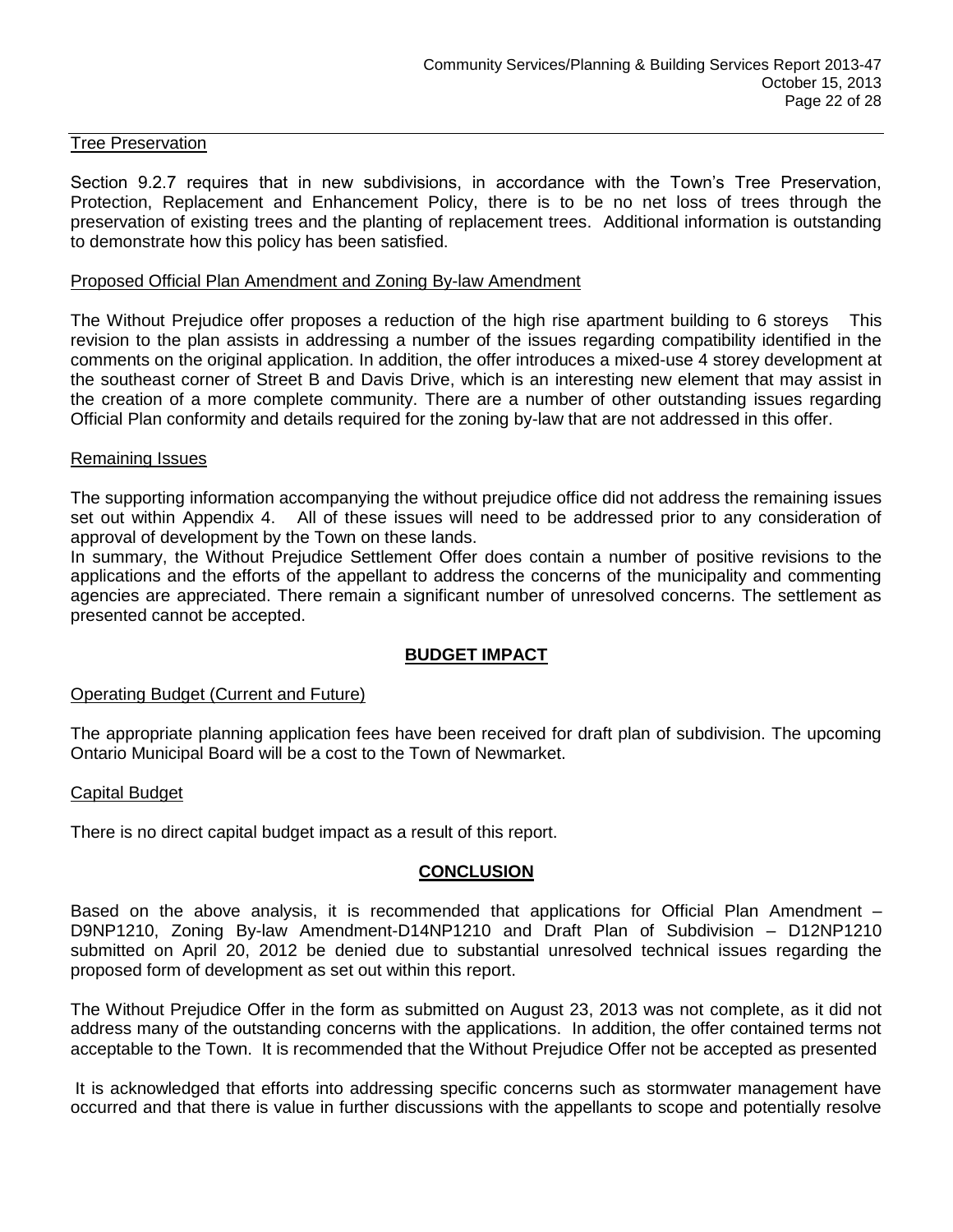Tree Preservation

Section 9.2.7 requires that in new subdivisions, in accordance with the Town's Tree Preservation, Protection, Replacement and Enhancement Policy, there is to be no net loss of trees through the preservation of existing trees and the planting of replacement trees. Additional information is outstanding to demonstrate how this policy has been satisfied.

Proposed Official Plan Amendment and Zoning By-law Amendment

The Without Prejudice offer proposes a reduction of the high rise apartment building to 6 storeys This revision to the plan assists in addressing a number of the issues regarding compatibility identified in the comments on the original application. In addition, the offer introduces a mixed-use 4 storey development at the southeast corner of Street B and Davis Drive, which is an interesting new element that may assist in the creation of a more complete community. There are a number of other outstanding issues regarding Official Plan conformity and details required for the zoning by-law that are not addressed in this offer.

Remaining Issues

The supporting information accompanying the without prejudice office did not address the remaining issues set out within Appendix 4. All of these issues will need to be addressed prior to any consideration of approval of development by the Town on these lands.

In summary, the Without Prejudice Settlement Offer does contain a number of positive revisions to the applications and the efforts of the appellant to address the concerns of the municipality and commenting agencies are appreciated. There remain a significant number of unresolved concerns. The settlement as presented cannot be accepted.

## BUDGET IMPACT

Operating Budget (Current and Future)

The appropriate planning application fees have been received for draft plan of subdivision. The upcoming Ontario Municipal Board will be a cost to the Town of Newmarket.

Capital Budget

There is no direct capital budget impact as a result of this report.

## CONCLUSION

Based on the above analysis, it is recommended that applications for Official Plan Amendment – D9NP1210, Zoning By-law Amendment-D14NP1210 and Draft Plan of Subdivision – D12NP1210 submitted on April 20, 2012 be denied due to substantial unresolved technical issues regarding the proposed form of development as set out within this report.

The Without Prejudice Offer in the form as submitted on August 23, 2013 was not complete, as it did not address many of the outstanding concerns with the applications. In addition, the offer contained terms not acceptable to the Town. It is recommended that the Without Prejudice Offer not be accepted as presented

It is acknowledged that efforts into addressing specific concerns such as stormwater management have occurred and that there is value in further discussions with the appellants to scope and potentially resolve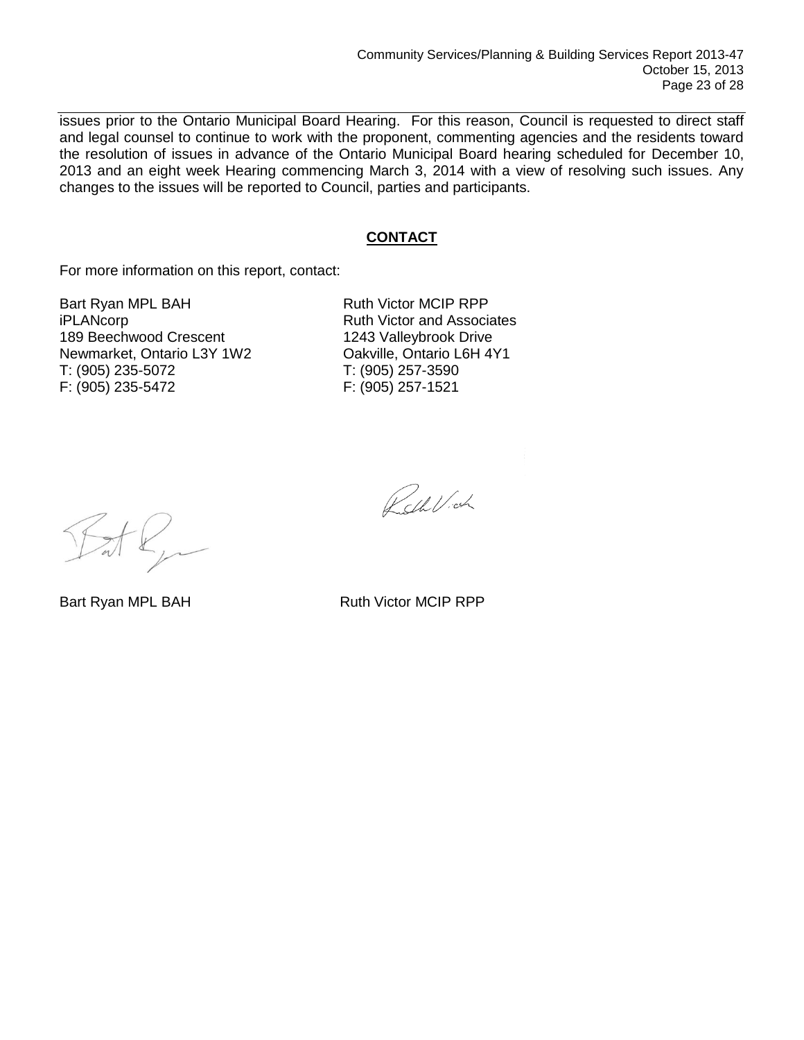issues prior to the Ontario Municipal Board Hearing. For this reason, Council is requested to direct staff and legal counsel to continue to work with the proponent, commenting agencies and the residents toward the resolution of issues in advance of the Ontario Municipal Board hearing scheduled for December 10, 2013 and an eight week Hearing commencing March 3, 2014 with a view of resolving such issues. Any changes to the issues will be reported to Council, parties and participants.

## CONTACT

For more information on this report, contact:

Bart Ryan MPL BAH
iPLANcorp
189 Beechwood Crescent
Newmarket, Ontario L3Y 1W2
T: (905) 235-5072
F: (905) 235-5472

Ruth Victor MCIP RPP
Ruth Victor and Associates
1243 Valleybrook Drive
Oakville, Ontario L6H 4Y1
T: (905) 257-3590
F: (905) 257-1521

Bart Ryan MPL BAH

Ruth Victor MCIP RPP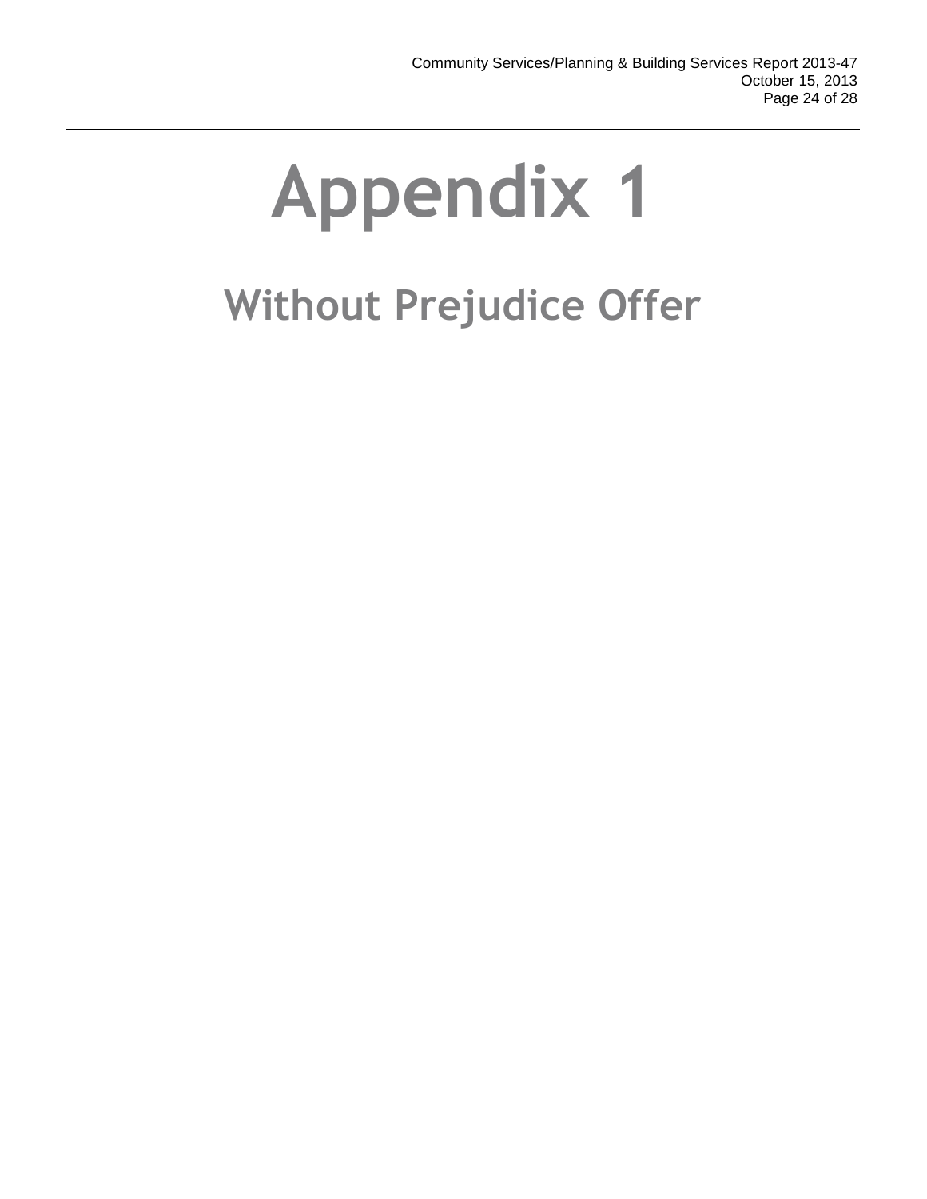# Appendix 1

## Without Prejudice Offer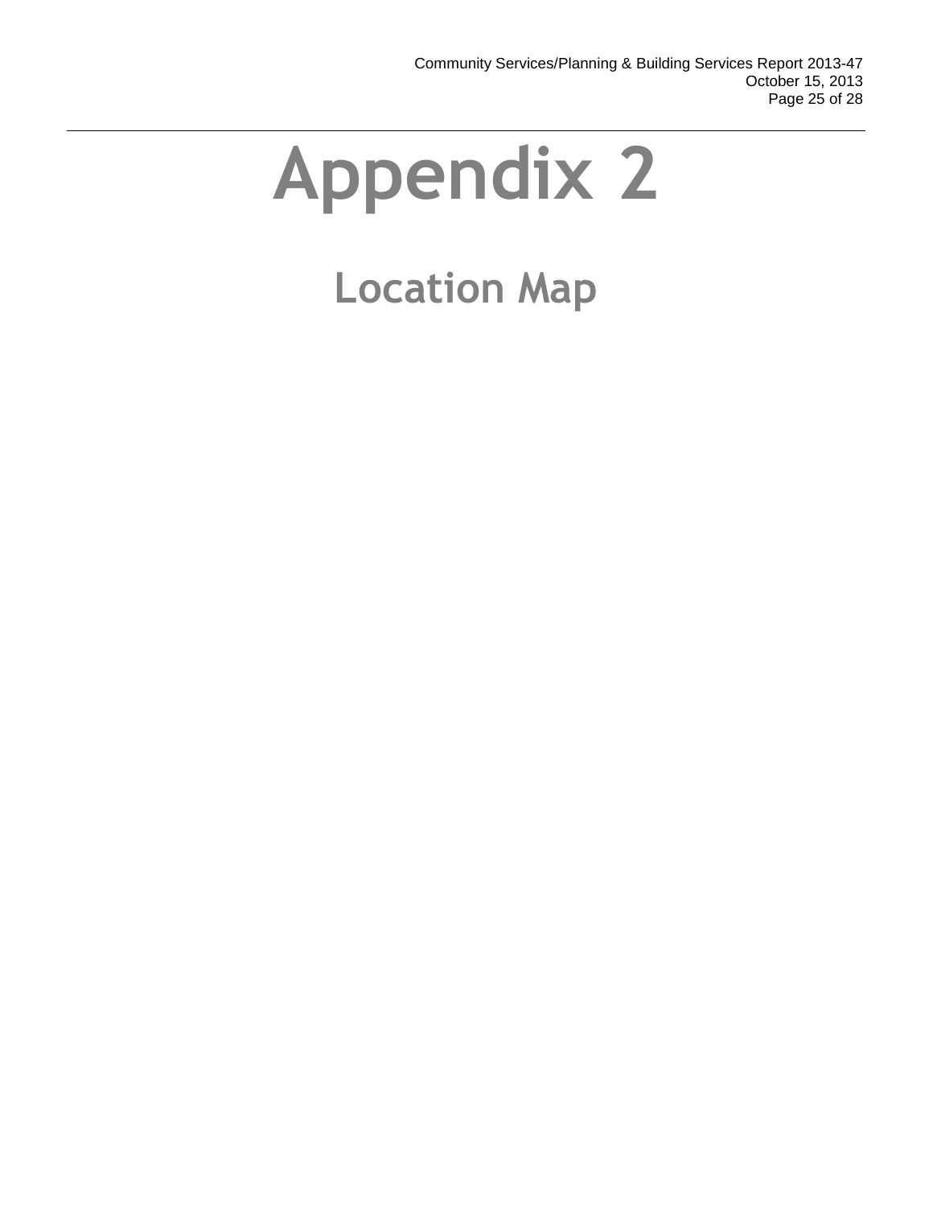# Appendix 2

## Location Map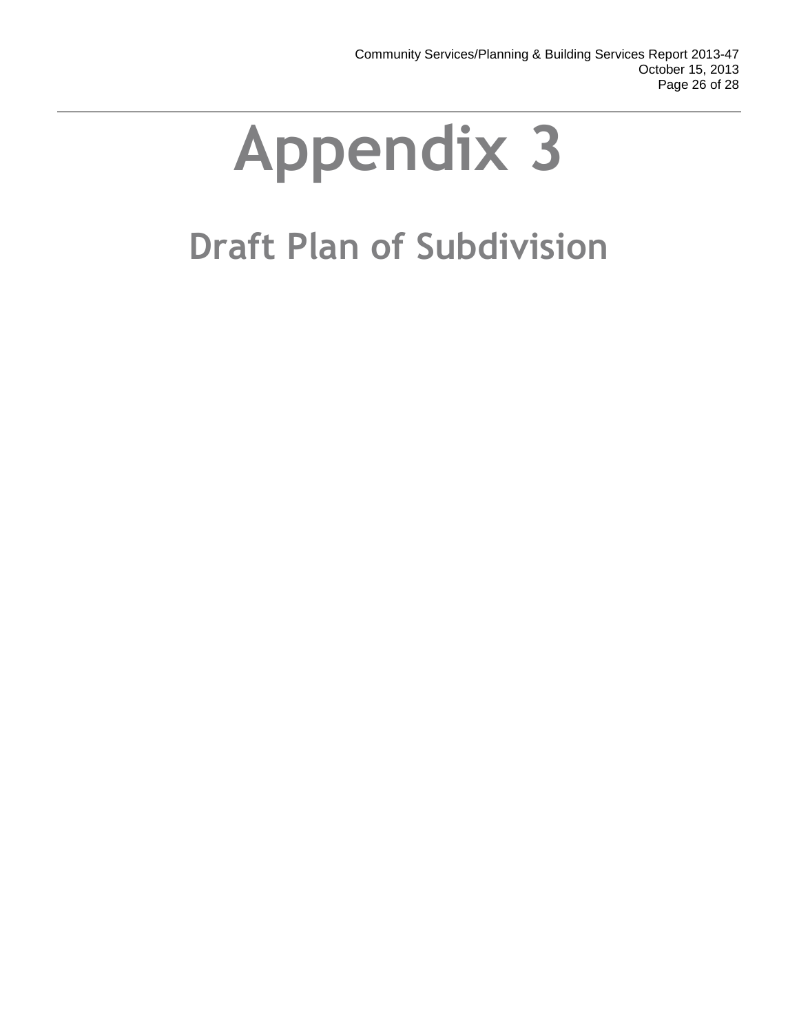# Appendix 3

## Draft Plan of Subdivision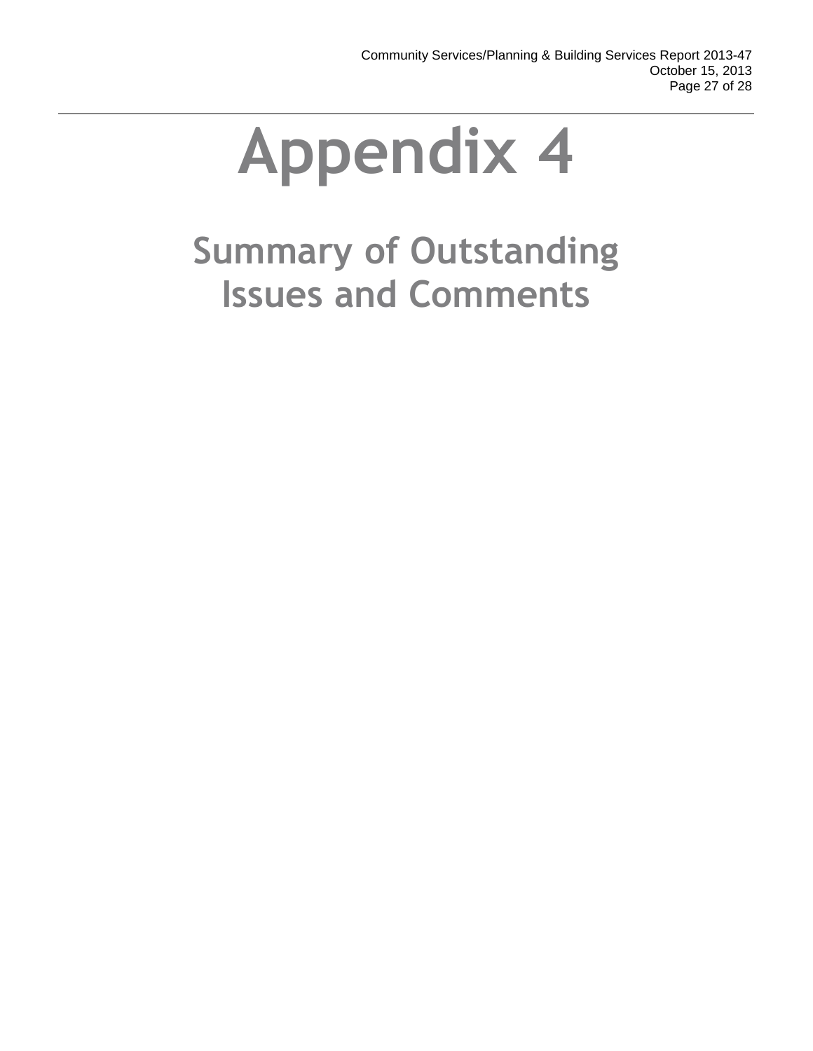# Appendix 4

## Summary of Outstanding Issues and Comments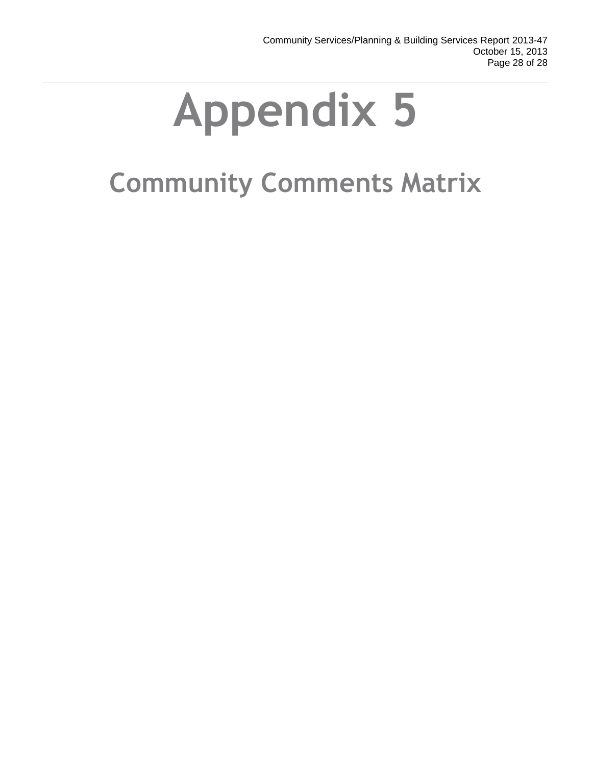# Appendix 5

## Community Comments Matrix